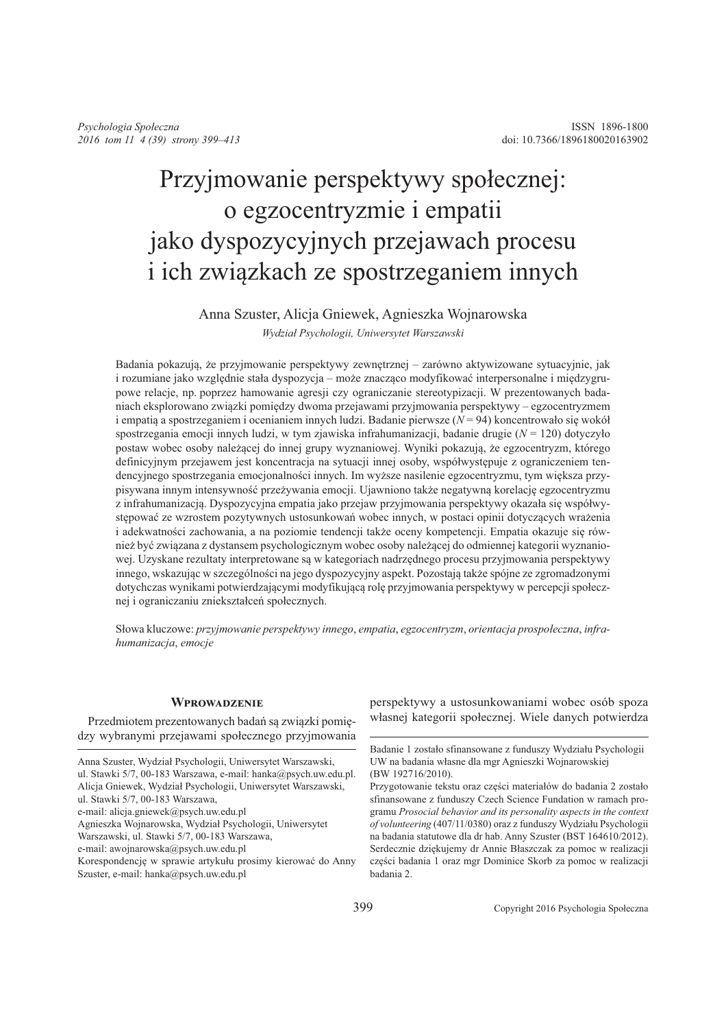# Przyjmowanie perspektywy społecznej: o egzocentryzmie i empatii jako dyspozycyjnych przejawach procesu i ich związkach ze spostrzeganiem innych

Anna Szuster, Alicja Gniewek, Agnieszka Wojnarowska

*Wydział Psychologii, Uniwersytet Warszawski*

Badania pokazują, że przyjmowanie perspektywy zewnętrznej – zarówno aktywizowane sytuacyjnie, jak i rozumiane jako względnie stała dyspozycja – może znacząco modyfikować interpersonalne i międzygrupowe relacje, np. poprzez hamowanie agresji czy ograniczanie stereotypizacji. W prezentowanych badaniach eksplorowano związki pomiędzy dwoma przejawami przyjmowania perspektywy – egzocentryzmem i empatią a spostrzeganiem i ocenianiem innych ludzi. Badanie pierwsze ($N = 94$) koncentrowało się wokół spostrzegania emocji innych ludzi, w tym zjawiska infrahumanizacji, badanie drugie ($N = 120$) dotyczyło postaw wobec osoby należącej do innej grupy wyznaniowej. Wyniki pokazują, że egzocentryzm, którego definicyjnym przejawem jest koncentracja na sytuacji innej osoby, współwystępuje z ograniczeniem tendencyjnego spostrzegania emocjonalności innych. Im wyższe nasilenie egzocentryzmu, tym większa przypisywana innym intensywność przeżywania emocji. Ujawniono także negatywną korelację egzocentryzmu z infrahumanizacją. Dyspozycyjna empatia jako przejaw przyjmowania perspektywy okazała się współwystępować ze wzrostem pozytywnych ustosunkowań wobec innych, w postaci opinii dotyczących wrażenia i adekwatności zachowania, a na poziomie tendencji także oceny kompetencji. Empatia okazuje się również być związana z dystansem psychologicznym wobec osoby należącej do odmiennej kategorii wyznaniowej. Uzyskane rezultaty interpretowane są w kategoriach nadrzędnego procesu przyjmowania perspektywy innego, wskazując w szczególności na jego dyspozycyjny aspekt. Pozostają także spójne ze zgromadzonymi dotychczas wynikami potwierdzającymi modyfikującą rolę przyjmowania perspektywy w percepcji społecznej i ograniczaniu zniekształceń społecznych.

Słowa kluczowe: *przyjmowanie perspektywy innego*, *empatia*, *egzocentryzm*, *orientacja prospołeczna*, *infrahumanizacja*, *emocje*

## Wprowadzenie

Przedmiotem prezentowanych badań są związki pomiędzy wybranymi przejawami społecznego przyjmowania perspektywy a ustosunkowaniami wobec osób spoza własnej kategorii społecznej. Wiele danych potwierdza

---

Anna Szuster, Wydział Psychologii, Uniwersytet Warszawski, ul. Stawki 5/7, 00-183 Warszawa, e-mail: hanka@psych.uw.edu.pl.
Alicja Gniewek, Wydział Psychologii, Uniwersytet Warszawski, ul. Stawki 5/7, 00-183 Warszawa,
e-mail: alicja.gniewek@psych.uw.edu.pl
Agnieszka Wojnarowska, Wydział Psychologii, Uniwersytet Warszawski, ul. Stawki 5/7, 00-183 Warszawa,
e-mail: awojnarowska@psych.uw.edu.pl
Korespondencję w sprawie artykułu prosimy kierować do Anny Szuster, e-mail: hanka@psych.uw.edu.pl

Badanie 1 zostało sfinansowane z funduszy Wydziału Psychologii UW na badania własne dla mgr Agnieszki Wojnarowskiej (BW 192716/2010).
Przygotowanie tekstu oraz części materiałów do badania 2 zostało sfinansowane z funduszy Czech Science Fundation w ramach programu *Prosocial behavior and its personality aspects in the context of volunteering* (407/11/0380) oraz z funduszy Wydziału Psychologii na badania statutowe dla dr hab. Anny Szuster (BST 164610/2012).
Serdecznie dziękujemy dr Annie Błaszczak za pomoc w realizacji części badania 1 oraz mgr Dominice Skorb za pomoc w realizacji badania 2.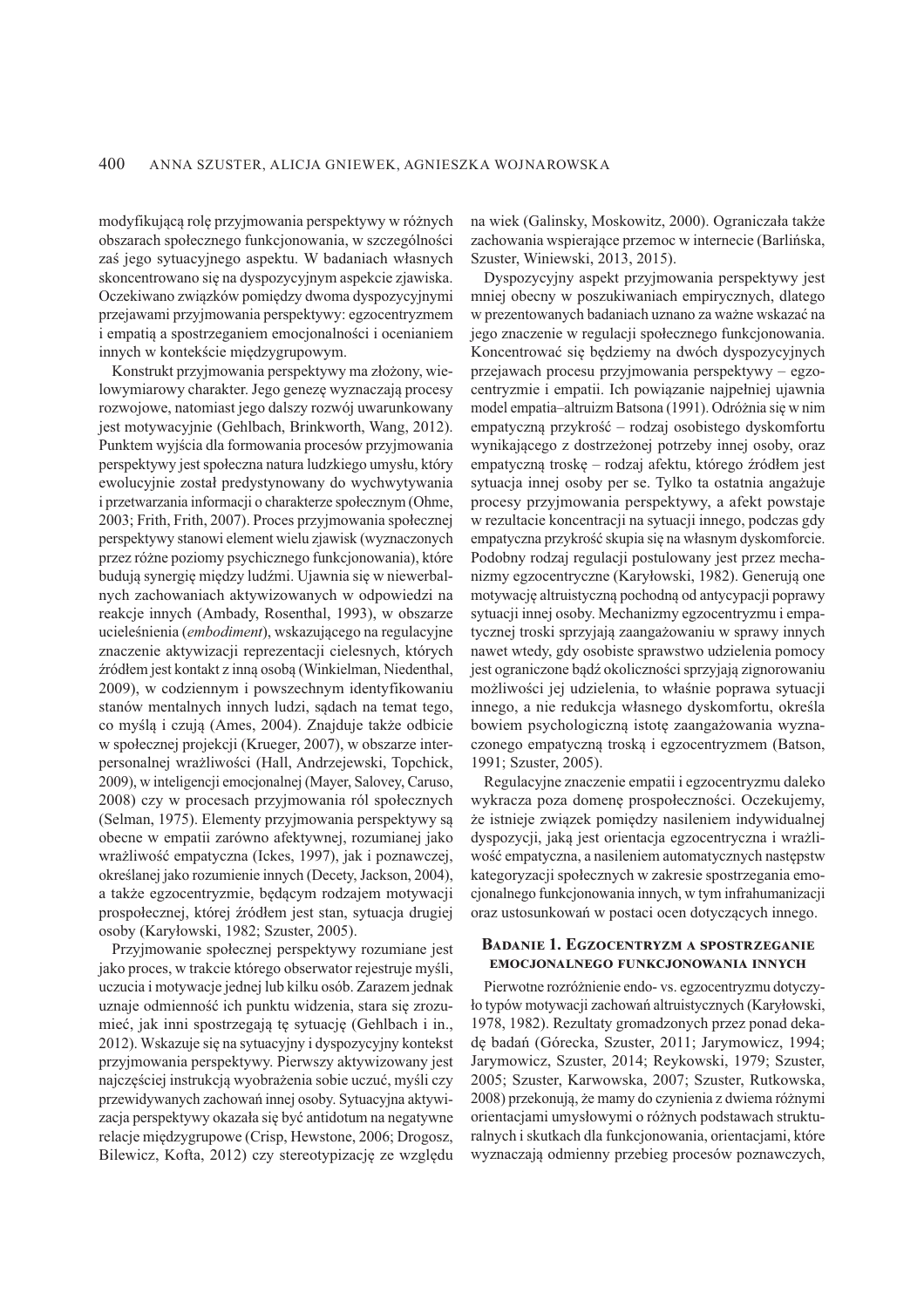modyfikującą rolę przyjmowania perspektywy w różnych obszarach społecznego funkcjonowania, w szczególności zaś jego sytuacyjnego aspektu. W badaniach własnych skoncentrowano się na dyspozycyjnym aspekcie zjawiska. Oczekiwano związków pomiędzy dwoma dyspozycyjnymi przejawami przyjmowania perspektywy: egzocentryzmem i empatią a spostrzeganiem emocjonalności i ocenianiem innych w kontekście międzygrupowym.

Konstrukt przyjmowania perspektywy ma złożony, wielowymiarowy charakter. Jego genezę wyznaczają procesy rozwojowe, natomiast jego dalszy rozwój uwarunkowany jest motywacyjnie (Gehlbach, Brinkworth, Wang, 2012). Punktem wyjścia dla formowania procesów przyjmowania perspektywy jest społeczna natura ludzkiego umysłu, który ewolucyjnie został predystynowany do wychwytywania i przetwarzania informacji o charakterze społecznym (Ohme, 2003; Frith, Frith, 2007). Proces przyjmowania społecznej perspektywy stanowi element wielu zjawisk (wyznaczonych przez różne poziomy psychicznego funkcjonowania), które budują synergię między ludźmi. Ujawnia się w niewerbalnych zachowaniach aktywizowanych w odpowiedzi na reakcje innych (Ambady, Rosenthal, 1993), w obszarze ucieleśnienia (*embodiment*), wskazującego na regulacyjne znaczenie aktywizacji reprezentacji cielesnych, których źródłem jest kontakt z inną osobą (Winkielman, Niedenthal, 2009), w codziennym i powszechnym identyfikowaniu stanów mentalnych innych ludzi, sądach na temat tego, co myślą i czują (Ames, 2004). Znajduje także odbicie w społecznej projekcji (Krueger, 2007), w obszarze interpersonalnej wrażliwości (Hall, Andrzejewski, Topchick, 2009), w inteligencji emocjonalnej (Mayer, Salovey, Caruso, 2008) czy w procesach przyjmowania ról społecznych (Selman, 1975). Elementy przyjmowania perspektywy są obecne w empatii zarówno afektywnej, rozumianej jako wrażliwość empatyczna (Ickes, 1997), jak i poznawczej, określanej jako rozumienie innych (Decety, Jackson, 2004), a także egzocentryzmie, będącym rodzajem motywacji prospołecznej, której źródłem jest stan, sytuacja drugiej osoby (Karyłowski, 1982; Szuster, 2005).

Przyjmowanie społecznej perspektywy rozumiane jest jako proces, w trakcie którego obserwator rejestruje myśli, uczucia i motywacje jednej lub kilku osób. Zarazem jednak uznaje odmienność ich punktu widzenia, stara się zrozumieć, jak inni spostrzegają tę sytuację (Gehlbach i in., 2012). Wskazuje się na sytuacyjny i dyspozycyjny kontekst przyjmowania perspektywy. Pierwszy aktywizowany jest najczęściej instrukcją wyobrażenia sobie uczuć, myśli czy przewidywanych zachowań innej osoby. Sytuacyjna aktywizacja perspektywy okazała się być antidotum na negatywne relacje międzygrupowe (Crisp, Hewstone, 2006; Drogosz, Bilewicz, Kofta, 2012) czy stereotypizację ze względu na wiek (Galinsky, Moskowitz, 2000). Ograniczała także zachowania wspierające przemoc w internecie (Barlińska, Szuster, Winiewski, 2013, 2015).

Dyspozycyjny aspekt przyjmowania perspektywy jest mniej obecny w poszukiwaniach empirycznych, dlatego w prezentowanych badaniach uznano za ważne wskazać na jego znaczenie w regulacji społecznego funkcjonowania. Koncentrować się będziemy na dwóch dyspozycyjnych przejawach procesu przyjmowania perspektywy – egzocentryzmie i empatii. Ich powiązanie najpełniej ujawnia model empatia–altruizm Batsona (1991). Odróżnia się w nim empatyczną przykrość – rodzaj osobistego dyskomfortu wynikającego z dostrzeżonej potrzeby innej osoby, oraz empatyczną troskę – rodzaj afektu, którego źródłem jest sytuacja innej osoby per se. Tylko ta ostatnia angażuje procesy przyjmowania perspektywy, a afekt powstaje w rezultacie koncentracji na sytuacji innego, podczas gdy empatyczna przykrość skupia się na własnym dyskomforcie. Podobny rodzaj regulacji postulowany jest przez mechanizmy egzocentryczne (Karyłowski, 1982). Generują one motywację altruistyczną pochodną od antycypacji poprawy sytuacji innej osoby. Mechanizmy egzocentryzmu i empatycznej troski sprzyjają zaangażowaniu w sprawy innych nawet wtedy, gdy osobiste sprawstwo udzielenia pomocy jest ograniczone bądź okoliczności sprzyjają zignorowaniu możliwości jej udzielenia, to właśnie poprawa sytuacji innego, a nie redukcja własnego dyskomfortu, określa bowiem psychologiczną istotę zaangażowania wyznaczonego empatyczną troską i egzocentryzmem (Batson, 1991; Szuster, 2005).

Regulacyjne znaczenie empatii i egzocentryzmu daleko wykracza poza domenę prospołeczności. Oczekujemy, że istnieje związek pomiędzy nasileniem indywidualnej dyspozycji, jaką jest orientacja egzocentryczna i wrażliwość empatyczna, a nasileniem automatycznych następstw kategoryzacji społecznych w zakresie spostrzegania emocjonalnego funkcjonowania innych, w tym infrahumanizacji oraz ustosunkowań w postaci ocen dotyczących innego.

## Badanie 1. Egzocentryzm a spostrzeganie emocjonalnego funkcjonowania innych

Pierwotne rozróżnienie endo- vs. egzocentryzmu dotyczyło typów motywacji zachowań altruistycznych (Karyłowski, 1978, 1982). Rezultaty gromadzonych przez ponad dekadę badań (Górecka, Szuster, 2011; Jarymowicz, 1994; Jarymowicz, Szuster, 2014; Reykowski, 1979; Szuster, 2005; Szuster, Karwowska, 2007; Szuster, Rutkowska, 2008) przekonują, że mamy do czynienia z dwiema różnymi orientacjami umysłowymi o różnych podstawach strukturalnych i skutkach dla funkcjonowania, orientacjami, które wyznaczają odmienny przebieg procesów poznawczych,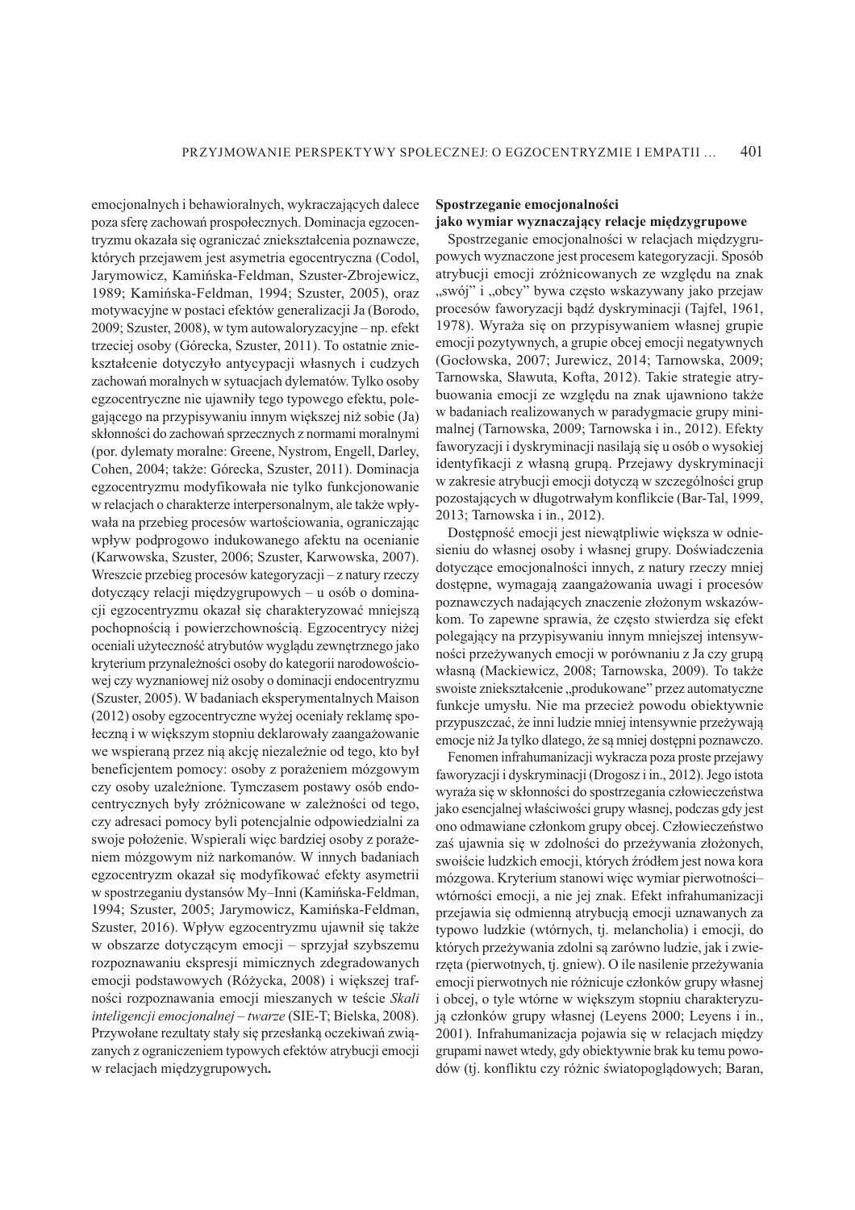emocjonalnych i behawioralnych, wykraczających dalece poza sferę zachowań prospołecznych. Dominacja egzocentryzmu okazała się ograniczać zniekształcenia poznawcze, których przejawem jest asymetria egocentryczna (Codol, Jarymowicz, Kamińska-Feldman, Szuster-Zbrojewicz, 1989; Kamińska-Feldman, 1994; Szuster, 2005), oraz motywacyjne w postaci efektów generalizacji Ja (Borodo, 2009; Szuster, 2008), w tym autowaloryzacyjne – np. efekt trzeciej osoby (Górecka, Szuster, 2011). To ostatnie zniekształcenie dotyczyło antycypacji własnych i cudzych zachowań moralnych w sytuacjach dylematów. Tylko osoby egzocentryczne nie ujawniły tego typowego efektu, polegającego na przypisywaniu innym większej niż sobie (Ja) skłonności do zachowań sprzecznych z normami moralnymi (por. dylematy moralne: Greene, Nystrom, Engell, Darley, Cohen, 2004; także: Górecka, Szuster, 2011). Dominacja egzocentryzmu modyfikowała nie tylko funkcjonowanie w relacjach o charakterze interpersonalnym, ale także wpływała na przebieg procesów wartościowania, ograniczając wpływ podprogowo indukowanego afektu na ocenianie (Karwowska, Szuster, 2006; Szuster, Karwowska, 2007). Wreszcie przebieg procesów kategoryzacji – z natury rzeczy dotyczący relacji międzygrupowych – u osób o dominacji egzocentryzmu okazał się charakteryzować mniejszą pochopnością i powierzchownością. Egzocentrycy niżej oceniali użyteczność atrybutów wyglądu zewnętrznego jako kryterium przynależności osoby do kategorii narodowościowej czy wyznaniowej niż osoby o dominacji endocentryzmu (Szuster, 2005). W badaniach eksperymentalnych Maison (2012) osoby egzocentryczne wyżej oceniały reklamę społeczną i w większym stopniu deklarowały zaangażowanie we wspieraną przez nią akcję niezależnie od tego, kto był beneficjentem pomocy: osoby z porażeniem mózgowym czy osoby uzależnione. Tymczasem postawy osób endocentrycznych były zróżnicowane w zależności od tego, czy adresaci pomocy byli potencjalnie odpowiedzialni za swoje położenie. Wspierali więc bardziej osoby z porażeniem mózgowym niż narkomanów. W innych badaniach egzocentryzm okazał się modyfikować efekty asymetrii w spostrzeganiu dystansów My–Inni (Kamińska-Feldman, 1994; Szuster, 2005; Jarymowicz, Kamińska-Feldman, Szuster, 2016). Wpływ egzocentryzmu ujawnił się także w obszarze dotyczącym emocji – sprzyjał szybszemu rozpoznawaniu ekspresji mimicznych zdegradowanych emocji podstawowych (Różycka, 2008) i większej trafności rozpoznawania emocji mieszanych w teście *Skali inteligencji emocjonalnej – twarze* (SIE-T; Bielska, 2008). Przywołane rezultaty stały się przesłanką oczekiwań związanych z ograniczeniem typowych efektów atrybucji emocji w relacjach międzygrupowych**.**

**Spostrzeganie emocjonalności jako wymiar wyznaczający relacje międzygrupowe**

Spostrzeganie emocjonalności w relacjach międzygrupowych wyznaczone jest procesem kategoryzacji. Sposób atrybucji emocji zróżnicowanych ze względu na znak „swój" i „obcy" bywa często wskazywany jako przejaw procesów faworyzacji bądź dyskryminacji (Tajfel, 1961, 1978). Wyraża się on przypisywaniem własnej grupie emocji pozytywnych, a grupie obcej emocji negatywnych (Gocłowska, 2007; Jurewicz, 2014; Tarnowska, 2009; Tarnowska, Sławuta, Kofta, 2012). Takie strategie atrybuowania emocji ze względu na znak ujawniono także w badaniach realizowanych w paradygmacie grupy minimalnej (Tarnowska, 2009; Tarnowska i in., 2012). Efekty faworyzacji i dyskryminacji nasilają się u osób o wysokiej identyfikacji z własną grupą. Przejawy dyskryminacji w zakresie atrybucji emocji dotyczą w szczególności grup pozostających w długotrwałym konflikcie (Bar-Tal, 1999, 2013; Tarnowska i in., 2012).

Dostępność emocji jest niewątpliwie większa w odniesieniu do własnej osoby i własnej grupy. Doświadczenia dotyczące emocjonalności innych, z natury rzeczy mniej dostępne, wymagają zaangażowania uwagi i procesów poznawczych nadających znaczenie złożonym wskazówkom. To zapewne sprawia, że często stwierdza się efekt polegający na przypisywaniu innym mniejszej intensywności przeżywanych emocji w porównaniu z Ja czy grupą własną (Mackiewicz, 2008; Tarnowska, 2009). To także swoiste zniekształcenie „produkowane" przez automatyczne funkcje umysłu. Nie ma przecież powodu obiektywnie przypuszczać, że inni ludzie mniej intensywnie przeżywają emocje niż Ja tylko dlatego, że są mniej dostępni poznawczo.

Fenomen infrahumanizacji wykracza poza proste przejawy faworyzacji i dyskryminacji (Drogosz i in., 2012). Jego istota wyraża się w skłonności do spostrzegania człowieczeństwa jako esencjalnej właściwości grupy własnej, podczas gdy jest ono odmawiane członkom grupy obcej. Człowieczeństwo zaś ujawnia się w zdolności do przeżywania złożonych, swoiście ludzkich emocji, których źródłem jest nowa kora mózgowa. Kryterium stanowi więc wymiar pierwotności–wtórności emocji, a nie jej znak. Efekt infrahumanizacji przejawia się odmienną atrybucją emocji uznawanych za typowo ludzkie (wtórnych, tj. melancholia) i emocji, do których przeżywania zdolni są zarówno ludzie, jak i zwierzęta (pierwotnych, tj. gniew). O ile nasilenie przeżywania emocji pierwotnych nie różnicuje członków grupy własnej i obcej, o tyle wtórne w większym stopniu charakteryzują członków grupy własnej (Leyens 2000; Leyens i in., 2001). Infrahumanizacja pojawia się w relacjach między grupami nawet wtedy, gdy obiektywnie brak ku temu powodów (tj. konfliktu czy różnic światopoglądowych; Baran,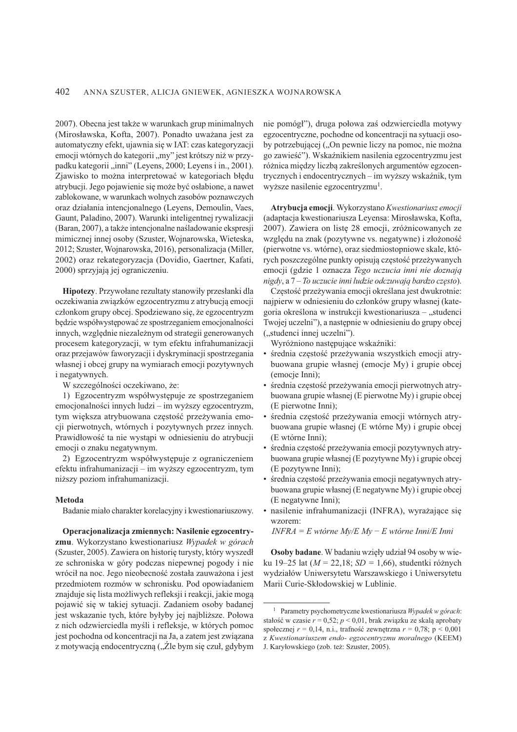2007). Obecna jest także w warunkach grup minimalnych (Mirosławska, Kofta, 2007). Ponadto uważana jest za automatyczny efekt, ujawnia się w IAT: czas kategoryzacji emocji wtórnych do kategorii „my" jest krótszy niż w przypadku kategorii „inni" (Leyens, 2000; Leyens i in., 2001). Zjawisko to można interpretować w kategoriach błędu atrybucji. Jego pojawienie się może być osłabione, a nawet zablokowane, w warunkach wolnych zasobów poznawczych oraz działania intencjonalnego (Leyens, Demoulin, Vaes, Gaunt, Paladino, 2007). Warunki inteligentnej rywalizacji (Baran, 2007), a także intencjonalne naśladowanie ekspresji mimicznej innej osoby (Szuster, Wojnarowska, Wieteska, 2012; Szuster, Wojnarowska, 2016), personalizacja (Miller, 2002) oraz rekategoryzacja (Dovidio, Gaertner, Kafati, 2000) sprzyjają jej ograniczeniu.

**Hipotezy**. Przywołane rezultaty stanowiły przesłanki dla oczekiwania związków egzocentryzmu z atrybucją emocji członkom grupy obcej. Spodziewano się, że egzocentryzm będzie współwystępować ze spostrzeganiem emocjonalności innych, względnie niezależnym od strategii generowanych procesem kategoryzacji, w tym efektu infrahumanizacji oraz przejawów faworyzacji i dyskryminacji spostrzegania własnej i obcej grupy na wymiarach emocji pozytywnych i negatywnych.

W szczególności oczekiwano, że:

1) Egzocentryzm współwystępuje ze spostrzeganiem emocjonalności innych ludzi – im wyższy egzocentryzm, tym większa atrybuowana częstość przeżywania emocji pierwotnych, wtórnych i pozytywnych przez innych. Prawidłowość ta nie wystąpi w odniesieniu do atrybucji emocji o znaku negatywnym.

2) Egzocentryzm współwystępuje z ograniczeniem efektu infrahumanizacji – im wyższy egzocentryzm, tym niższy poziom infrahumanizacji.

## Metoda

Badanie miało charakter korelacyjny i kwestionariuszowy.

**Operacjonalizacja zmiennych: Nasilenie egzocentryzmu**. Wykorzystano kwestionariusz *Wypadek w górach* (Szuster, 2005). Zawiera on historię turysty, który wyszedł ze schroniska w góry podczas niepewnej pogody i nie wrócił na noc. Jego nieobecność została zauważona i jest przedmiotem rozmów w schronisku. Pod opowiadaniem znajduje się lista możliwych refleksji i reakcji, jakie mogą pojawić się w takiej sytuacji. Zadaniem osoby badanej jest wskazanie tych, które byłyby jej najbliższe. Połowa z nich odzwierciedla myśli i refleksje, w których pomoc jest pochodna od koncentracji na Ja, a zatem jest związana z motywacją endocentryczną („Źle bym się czuł, gdybym nie pomógł"), druga połowa zaś odzwierciedla motywy egzocentryczne, pochodne od koncentracji na sytuacji osoby potrzebującej („On pewnie liczy na pomoc, nie można go zawieść"). Wskaźnikiem nasilenia egzocentryzmu jest różnica między liczbą zakreślonych argumentów egzocentrycznych i endocentrycznych – im wyższy wskaźnik, tym wyższe nasilenie egzocentryzmu[1].

**Atrybucja emocji**. Wykorzystano *Kwestionariusz emocji* (adaptacja kwestionariusza Leyensa: Mirosławska, Kofta, 2007). Zawiera on listę 28 emocji, zróżnicowanych ze względu na znak (pozytywne vs. negatywne) i złożoność (pierwotne vs. wtórne), oraz siedmiostopniowe skale, których poszczególne punkty opisują częstość przeżywanych emocji (gdzie 1 oznacza *Tego uczucia inni nie doznają nigdy*, a 7 – *To uczucie inni ludzie odczuwają bardzo często*).

Częstość przeżywania emocji określana jest dwukrotnie: najpierw w odniesieniu do członków grupy własnej (kategoria określona w instrukcji kwestionariusza – „studenci Twojej uczelni"), a następnie w odniesieniu do grupy obcej („studenci innej uczelni").

Wyróżniono następujące wskaźniki:

- średnia częstość przeżywania wszystkich emocji atrybuowana grupie własnej (emocje My) i grupie obcej (emocje Inni);
- średnia częstość przeżywania emocji pierwotnych atrybuowana grupie własnej (E pierwotne My) i grupie obcej (E pierwotne Inni);
- średnia częstość przeżywania emocji wtórnych atrybuowana grupie własnej (E wtórne My) i grupie obcej (E wtórne Inni);
- średnia częstość przeżywania emocji pozytywnych atrybuowana grupie własnej (E pozytywne My) i grupie obcej (E pozytywne Inni);
- średnia częstość przeżywania emocji negatywnych atrybuowana grupie własnej (E negatywne My) i grupie obcej (E negatywne Inni);
- nasilenie infrahumanizacji (INFRA), wyrażające się wzorem:

  *INFRA = E wtórne My/E My − E wtórne Inni/E Inni*

**Osoby badane**. W badaniu wzięły udział 94 osoby w wieku 19–25 lat ($M = 22{,}18$; $SD = 1{,}66$), studentki różnych wydziałów Uniwersytetu Warszawskiego i Uniwersytetu Marii Curie-Skłodowskiej w Lublinie.

---

[1] Parametry psychometryczne kwestionariusza *Wypadek w górach*: stałość w czasie $r = 0{,}52$; $p < 0{,}01$, brak związku ze skalą aprobaty społecznej $r = 0{,}14$, n.i., trafność zewnętrzna $r = 0{,}78$; $p < 0{,}001$ z *Kwestionariuszem endo- egzocentryzmu moralnego* (KEEM) J. Karyłowskiego (zob. też: Szuster, 2005).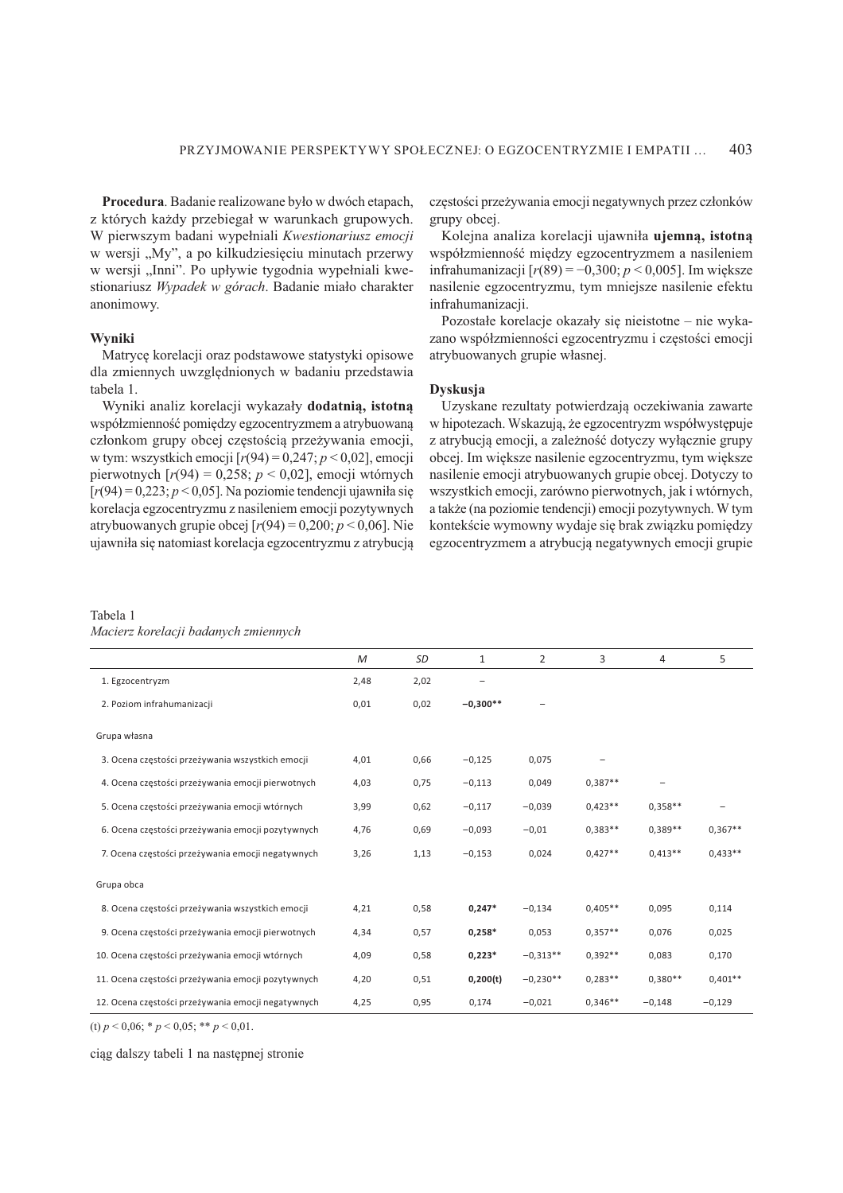**Procedura**. Badanie realizowane było w dwóch etapach, z których każdy przebiegał w warunkach grupowych. W pierwszym badani wypełniali *Kwestionariusz emocji* w wersji „My", a po kilkudziesięciu minutach przerwy w wersji „Inni". Po upływie tygodnia wypełniali kwestionariusz *Wypadek w górach*. Badanie miało charakter anonimowy.

### Wyniki

Matrycę korelacji oraz podstawowe statystyki opisowe dla zmiennych uwzględnionych w badaniu przedstawia tabela 1.

Wyniki analiz korelacji wykazały **dodatnią, istotną** współzmienność pomiędzy egzocentryzmem a atrybuowaną członkom grupy obcej częstością przeżywania emocji, w tym: wszystkich emocji [$r(94) = 0{,}247$; $p < 0{,}02$], emocji pierwotnych [$r(94) = 0{,}258$; $p < 0{,}02$], emocji wtórnych [$r(94) = 0{,}223$; $p < 0{,}05$]. Na poziomie tendencji ujawniła się korelacja egzocentryzmu z nasileniem emocji pozytywnych atrybuowanych grupie obcej [$r(94) = 0{,}200$; $p < 0{,}06$]. Nie ujawniła się natomiast korelacja egzocentryzmu z atrybucją częstości przeżywania emocji negatywnych przez członków grupy obcej.

Kolejna analiza korelacji ujawniła **ujemną, istotną** współzmienność między egzocentryzmem a nasileniem infrahumanizacji [$r(89) = -0{,}300$; $p < 0{,}005$]. Im większe nasilenie egzocentryzmu, tym mniejsze nasilenie efektu infrahumanizacji.

Pozostałe korelacje okazały się nieistotne – nie wykazano współzmienności egzocentryzmu i częstości emocji atrybuowanych grupie własnej.

### Dyskusja

Uzyskane rezultaty potwierdzają oczekiwania zawarte w hipotezach. Wskazują, że egzocentryzm współwystępuje z atrybucją emocji, a zależność dotyczy wyłącznie grupy obcej. Im większe nasilenie egzocentryzmu, tym większe nasilenie emocji atrybuowanych grupie obcej. Dotyczy to wszystkich emocji, zarówno pierwotnych, jak i wtórnych, a także (na poziomie tendencji) emocji pozytywnych. W tym kontekście wymowny wydaje się brak związku pomiędzy egzocentryzmem a atrybucją negatywnych emocji grupie

Tabela 1
*Macierz korelacji badanych zmiennych*

| | *M* | *SD* | 1 | 2 | 3 | 4 | 5 |
|---|---|---|---|---|---|---|---|
| 1. Egzocentryzm | 2,48 | 2,02 | – | | | | |
| 2. Poziom infrahumanizacji | 0,01 | 0,02 | **−0,300**\*\* | – | | | |
| Grupa własna | | | | | | | |
| 3. Ocena częstości przeżywania wszystkich emocji | 4,01 | 0,66 | −0,125 | 0,075 | – | | |
| 4. Ocena częstości przeżywania emocji pierwotnych | 4,03 | 0,75 | −0,113 | 0,049 | 0,387\*\* | – | |
| 5. Ocena częstości przeżywania emocji wtórnych | 3,99 | 0,62 | −0,117 | −0,039 | 0,423\*\* | 0,358\*\* | – |
| 6. Ocena częstości przeżywania emocji pozytywnych | 4,76 | 0,69 | −0,093 | −0,01 | 0,383\*\* | 0,389\*\* | 0,367\*\* |
| 7. Ocena częstości przeżywania emocji negatywnych | 3,26 | 1,13 | −0,153 | 0,024 | 0,427\*\* | 0,413\*\* | 0,433\*\* |
| Grupa obca | | | | | | | |
| 8. Ocena częstości przeżywania wszystkich emocji | 4,21 | 0,58 | **0,247\*** | −0,134 | 0,405\*\* | 0,095 | 0,114 |
| 9. Ocena częstości przeżywania emocji pierwotnych | 4,34 | 0,57 | **0,258\*** | 0,053 | 0,357\*\* | 0,076 | 0,025 |
| 10. Ocena częstości przeżywania emocji wtórnych | 4,09 | 0,58 | **0,223\*** | −0,313\*\* | 0,392\*\* | 0,083 | 0,170 |
| 11. Ocena częstości przeżywania emocji pozytywnych | 4,20 | 0,51 | **0,200(t)** | −0,230\*\* | 0,283\*\* | 0,380\*\* | 0,401\*\* |
| 12. Ocena częstości przeżywania emocji negatywnych | 4,25 | 0,95 | 0,174 | −0,021 | 0,346\*\* | −0,148 | −0,129 |

(t) $p < 0{,}06$; \* $p < 0{,}05$; \*\* $p < 0{,}01$.

ciąg dalszy tabeli 1 na następnej stronie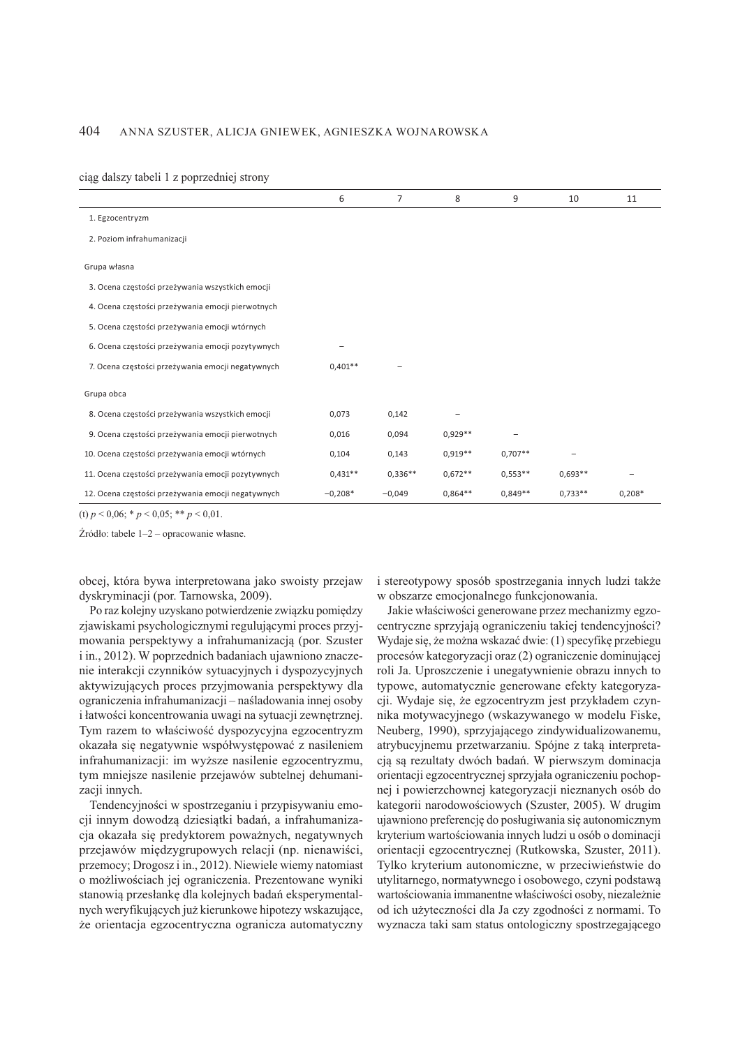ciąg dalszy tabeli 1 z poprzedniej strony

| | 6 | 7 | 8 | 9 | 10 | 11 |
|---|---|---|---|---|---|---|
| 1. Egzocentryzm | | | | | | |
| 2. Poziom infrahumanizacji | | | | | | |
| Grupa własna | | | | | | |
| 3. Ocena częstości przeżywania wszystkich emocji | | | | | | |
| 4. Ocena częstości przeżywania emocji pierwotnych | | | | | | |
| 5. Ocena częstości przeżywania emocji wtórnych | | | | | | |
| 6. Ocena częstości przeżywania emocji pozytywnych | – | | | | | |
| 7. Ocena częstości przeżywania emocji negatywnych | 0,401** | – | | | | |
| Grupa obca | | | | | | |
| 8. Ocena częstości przeżywania wszystkich emocji | 0,073 | 0,142 | – | | | |
| 9. Ocena częstości przeżywania emocji pierwotnych | 0,016 | 0,094 | 0,929** | – | | |
| 10. Ocena częstości przeżywania emocji wtórnych | 0,104 | 0,143 | 0,919** | 0,707** | – | |
| 11. Ocena częstości przeżywania emocji pozytywnych | 0,431** | 0,336** | 0,672** | 0,553** | 0,693** | – |
| 12. Ocena częstości przeżywania emocji negatywnych | −0,208* | −0,049 | 0,864** | 0,849** | 0,733** | 0,208* |

(t) $p < 0,06$; * $p < 0,05$; ** $p < 0,01$.

Źródło: tabele 1–2 – opracowanie własne.

obcej, która bywa interpretowana jako swoisty przejaw dyskryminacji (por. Tarnowska, 2009).

Po raz kolejny uzyskano potwierdzenie związku pomiędzy zjawiskami psychologicznymi regulującymi proces przyjmowania perspektywy a infrahumanizacją (por. Szuster i in., 2012). W poprzednich badaniach ujawniono znaczenie interakcji czynników sytuacyjnych i dyspozycyjnych aktywizujących proces przyjmowania perspektywy dla ograniczenia infrahumanizacji – naśladowania innej osoby i łatwości koncentrowania uwagi na sytuacji zewnętrznej. Tym razem to właściwość dyspozycyjna egzocentryzm okazała się negatywnie współwystępować z nasileniem infrahumanizacji: im wyższe nasilenie egzocentryzmu, tym mniejsze nasilenie przejawów subtelnej dehumanizacji innych.

Tendencyjności w spostrzeganiu i przypisywaniu emocji innym dowodzą dziesiątki badań, a infrahumanizacja okazała się predyktorem poważnych, negatywnych przejawów międzygrupowych relacji (np. nienawiści, przemocy; Drogosz i in., 2012). Niewiele wiemy natomiast o możliwościach jej ograniczenia. Prezentowane wyniki stanowią przesłankę dla kolejnych badań eksperymentalnych weryfikujących już kierunkowe hipotezy wskazujące, że orientacja egzocentryczna ogranicza automatyczny i stereotypowy sposób spostrzegania innych ludzi także w obszarze emocjonalnego funkcjonowania.

Jakie właściwości generowane przez mechanizmy egzocentryczne sprzyjają ograniczeniu takiej tendencyjności? Wydaje się, że można wskazać dwie: (1) specyfikę przebiegu procesów kategoryzacji oraz (2) ograniczenie dominującej roli Ja. Uproszczenie i unegatywnienie obrazu innych to typowe, automatycznie generowane efekty kategoryzacji. Wydaje się, że egzocentryzm jest przykładem czynnika motywacyjnego (wskazywanego w modelu Fiske, Neuberg, 1990), sprzyjającego zindywidualizowanemu, atrybucyjnemu przetwarzaniu. Spójne z taką interpretacją są rezultaty dwóch badań. W pierwszym dominacja orientacji egzocentrycznej sprzyjała ograniczeniu pochopnej i powierzchownej kategoryzacji nieznanych osób do kategorii narodowościowych (Szuster, 2005). W drugim ujawniono preferencję do posługiwania się autonomicznym kryterium wartościowania innych ludzi u osób o dominacji orientacji egzocentrycznej (Rutkowska, Szuster, 2011). Tylko kryterium autonomiczne, w przeciwieństwie do utylitarnego, normatywnego i osobowego, czyni podstawą wartościowania immanentne właściwości osoby, niezależnie od ich użyteczności dla Ja czy zgodności z normami. To wyznacza taki sam status ontologiczny spostrzegającego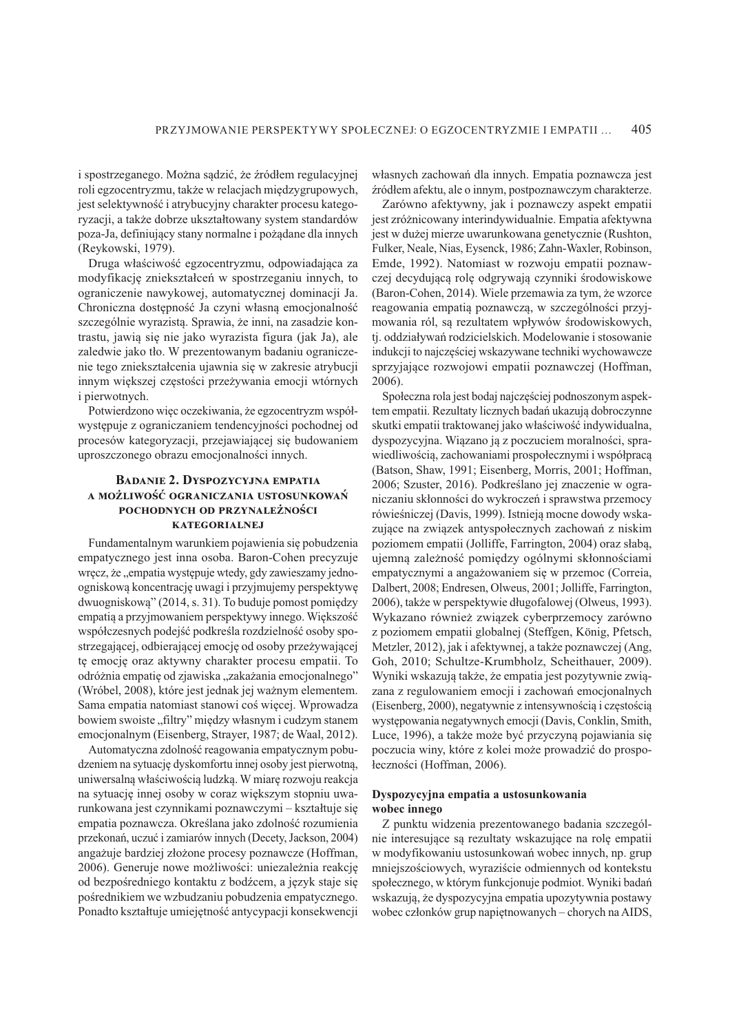i spostrzeganego. Można sądzić, że źródłem regulacyjnej roli egzocentryzmu, także w relacjach międzygrupowych, jest selektywność i atrybucyjny charakter procesu kategoryzacji, a także dobrze ukształtowany system standardów poza-Ja, definiujący stany normalne i pożądane dla innych (Reykowski, 1979).

Druga właściwość egzocentryzmu, odpowiadająca za modyfikację zniekształceń w spostrzeganiu innych, to ograniczenie nawykowej, automatycznej dominacji Ja. Chroniczna dostępność Ja czyni własną emocjonalność szczególnie wyrazistą. Sprawia, że inni, na zasadzie kontrastu, jawią się nie jako wyrazista figura (jak Ja), ale zaledwie jako tło. W prezentowanym badaniu ograniczenie tego zniekształcenia ujawnia się w zakresie atrybucji innym większej częstości przeżywania emocji wtórnych i pierwotnych.

Potwierdzono więc oczekiwania, że egzocentryzm współwystępuje z ograniczaniem tendencyjności pochodnej od procesów kategoryzacji, przejawiającej się budowaniem uproszczonego obrazu emocjonalności innych.

## Badanie 2. Dyspozycyjna empatia a możliwość ograniczania ustosunkowań pochodnych od przynależności kategorialnej

Fundamentalnym warunkiem pojawienia się pobudzenia empatycznego jest inna osoba. Baron-Cohen precyzuje wręcz, że „empatia występuje wtedy, gdy zawieszamy jednoogniskową koncentrację uwagi i przyjmujemy perspektywę dwuogniskową" (2014, s. 31). To buduje pomost pomiędzy empatią a przyjmowaniem perspektywy innego. Większość współczesnych podejść podkreśla rozdzielność osoby spostrzegającej, odbierającej emocję od osoby przeżywającej tę emocję oraz aktywny charakter procesu empatii. To odróżnia empatię od zjawiska „zakażania emocjonalnego" (Wróbel, 2008), które jest jednak jej ważnym elementem. Sama empatia natomiast stanowi coś więcej. Wprowadza bowiem swoiste „filtry" między własnym i cudzym stanem emocjonalnym (Eisenberg, Strayer, 1987; de Waal, 2012).

Automatyczna zdolność reagowania empatycznym pobudzeniem na sytuację dyskomfortu innej osoby jest pierwotną, uniwersalną właściwością ludzką. W miarę rozwoju reakcja na sytuację innej osoby w coraz większym stopniu uwarunkowana jest czynnikami poznawczymi – kształtuje się empatia poznawcza. Określana jako zdolność rozumienia przekonań, uczuć i zamiarów innych (Decety, Jackson, 2004) angażuje bardziej złożone procesy poznawcze (Hoffman, 2006). Generuje nowe możliwości: uniezależnia reakcję od bezpośredniego kontaktu z bodźcem, a język staje się pośrednikiem we wzbudzaniu pobudzenia empatycznego. Ponadto kształtuje umiejętność antycypacji konsekwencji własnych zachowań dla innych. Empatia poznawcza jest źródłem afektu, ale o innym, postpoznawczym charakterze.

Zarówno afektywny, jak i poznawczy aspekt empatii jest zróżnicowany interindywidualnie. Empatia afektywna jest w dużej mierze uwarunkowana genetycznie (Rushton, Fulker, Neale, Nias, Eysenck, 1986; Zahn-Waxler, Robinson, Emde, 1992). Natomiast w rozwoju empatii poznawczej decydującą rolę odgrywają czynniki środowiskowe (Baron-Cohen, 2014). Wiele przemawia za tym, że wzorce reagowania empatią poznawczą, w szczególności przyjmowania ról, są rezultatem wpływów środowiskowych, tj. oddziaływań rodzicielskich. Modelowanie i stosowanie indukcji to najczęściej wskazywane techniki wychowawcze sprzyjające rozwojowi empatii poznawczej (Hoffman, 2006).

Społeczna rola jest bodaj najczęściej podnoszonym aspektem empatii. Rezultaty licznych badań ukazują dobroczynne skutki empatii traktowanej jako właściwość indywidualna, dyspozycyjna. Wiązano ją z poczuciem moralności, sprawiedliwością, zachowaniami prospołecznymi i współpracą (Batson, Shaw, 1991; Eisenberg, Morris, 2001; Hoffman, 2006; Szuster, 2016). Podkreślano jej znaczenie w ograniczaniu skłonności do wykroczeń i sprawstwa przemocy rówieśniczej (Davis, 1999). Istnieją mocne dowody wskazujące na związek antyspołecznych zachowań z niskim poziomem empatii (Jolliffe, Farrington, 2004) oraz słabą, ujemną zależność pomiędzy ogólnymi skłonnościami empatycznymi a angażowaniem się w przemoc (Correia, Dalbert, 2008; Endresen, Olweus, 2001; Jolliffe, Farrington, 2006), także w perspektywie długofalowej (Olweus, 1993). Wykazano również związek cyberprzemocy zarówno z poziomem empatii globalnej (Steffgen, König, Pfetsch, Metzler, 2012), jak i afektywnej, a także poznawczej (Ang, Goh, 2010; Schultze-Krumbholz, Scheithauer, 2009). Wyniki wskazują także, że empatia jest pozytywnie związana z regulowaniem emocji i zachowań emocjonalnych (Eisenberg, 2000), negatywnie z intensywnością i częstością występowania negatywnych emocji (Davis, Conklin, Smith, Luce, 1996), a także może być przyczyną pojawiania się poczucia winy, które z kolei może prowadzić do prospołeczności (Hoffman, 2006).

### Dyspozycyjna empatia a ustosunkowania wobec innego

Z punktu widzenia prezentowanego badania szczególnie interesujące są rezultaty wskazujące na rolę empatii w modyfikowaniu ustosunkowań wobec innych, np. grup mniejszościowych, wyraziście odmiennych od kontekstu społecznego, w którym funkcjonuje podmiot. Wyniki badań wskazują, że dyspozycyjna empatia upozytywnia postawy wobec członków grup napiętnowanych – chorych na AIDS,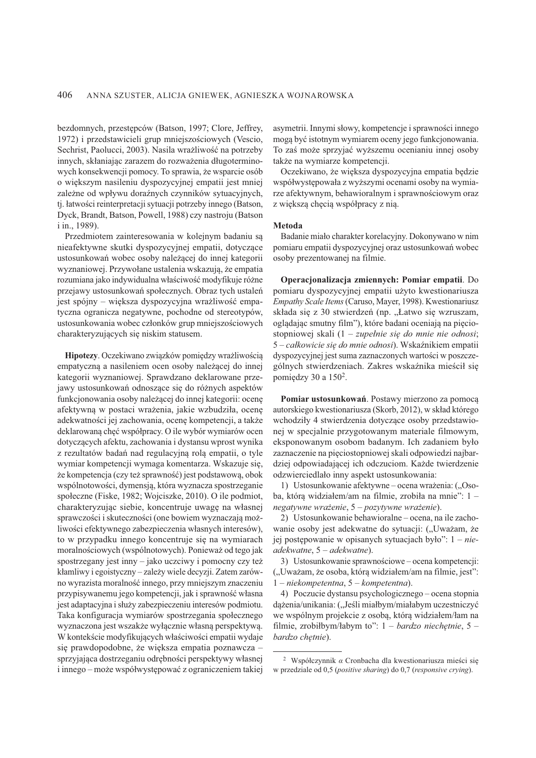bezdomnych, przestępców (Batson, 1997; Clore, Jeffrey, 1972) i przedstawicieli grup mniejszościowych (Vescio, Sechrist, Paolucci, 2003). Nasila wrażliwość na potrzeby innych, skłaniając zarazem do rozważenia długoterminowych konsekwencji pomocy. To sprawia, że wsparcie osób o większym nasileniu dyspozycyjnej empatii jest mniej zależne od wpływu doraźnych czynników sytuacyjnych, tj. łatwości reinterpretacji sytuacji potrzeby innego (Batson, Dyck, Brandt, Batson, Powell, 1988) czy nastroju (Batson i in., 1989).

Przedmiotem zainteresowania w kolejnym badaniu są nieafektywne skutki dyspozycyjnej empatii, dotyczące ustosunkowań wobec osoby należącej do innej kategorii wyznaniowej. Przywołane ustalenia wskazują, że empatia rozumiana jako indywidualna właściwość modyfikuje różne przejawy ustosunkowań społecznych. Obraz tych ustaleń jest spójny – większa dyspozycyjna wrażliwość empatyczna ogranicza negatywne, pochodne od stereotypów, ustosunkowania wobec członków grup mniejszościowych charakteryzujących się niskim statusem.

**Hipotezy**. Oczekiwano związków pomiędzy wrażliwością empatyczną a nasileniem ocen osoby należącej do innej kategorii wyznaniowej. Sprawdzano deklarowane przejawy ustosunkowań odnoszące się do różnych aspektów funkcjonowania osoby należącej do innej kategorii: ocenę afektywną w postaci wrażenia, jakie wzbudziła, ocenę adekwatności jej zachowania, ocenę kompetencji, a także deklarowaną chęć współpracy. O ile wybór wymiarów ocen dotyczących afektu, zachowania i dystansu wprost wynika z rezultatów badań nad regulacyjną rolą empatii, o tyle wymiar kompetencji wymaga komentarza. Wskazuje się, że kompetencja (czy też sprawność) jest podstawową, obok wspólnotowości, dymensją, która wyznacza spostrzeganie społeczne (Fiske, 1982; Wojciszke, 2010). O ile podmiot, charakteryzując siebie, koncentruje uwagę na własnej sprawczości i skuteczności (one bowiem wyznaczają możliwości efektywnego zabezpieczenia własnych interesów), to w przypadku innego koncentruje się na wymiarach moralnościowych (wspólnotowych). Ponieważ od tego jak spostrzegany jest inny – jako uczciwy i pomocny czy też kłamliwy i egoistyczny – zależy wiele decyzji. Zatem zarówno wyrazista moralność innego, przy mniejszym znaczeniu przypisywanemu jego kompetencji, jak i sprawność własna jest adaptacyjna i służy zabezpieczeniu interesów podmiotu. Taka konfiguracja wymiarów spostrzegania społecznego wyznaczona jest wszakże wyłącznie własną perspektywą. W kontekście modyfikujących właściwości empatii wydaje się prawdopodobne, że większa empatia poznawcza – sprzyjająca dostrzeganiu odrębności perspektywy własnej i innego – może współwystępować z ograniczeniem takiej asymetrii. Innymi słowy, kompetencje i sprawności innego mogą być istotnym wymiarem oceny jego funkcjonowania. To zaś może sprzyjać wyższemu ocenianiu innej osoby także na wymiarze kompetencji.

Oczekiwano, że większa dyspozycyjna empatia będzie współwystępowała z wyższymi ocenami osoby na wymiarze afektywnym, behawioralnym i sprawnościowym oraz z większą chęcią współpracy z nią.

### Metoda

Badanie miało charakter korelacyjny. Dokonywano w nim pomiaru empatii dyspozycyjnej oraz ustosunkowań wobec osoby prezentowanej na filmie.

**Operacjonalizacja zmiennych: Pomiar empatii**. Do pomiaru dyspozycyjnej empatii użyto kwestionariusza *Empathy Scale Items* (Caruso, Mayer, 1998). Kwestionariusz składa się z 30 stwierdzeń (np. „Łatwo się wzruszam, oglądając smutny film"), które badani oceniają na pięciostopniowej skali (1 – *zupełnie się do mnie nie odnosi*; 5 – *całkowicie się do mnie odnosi*). Wskaźnikiem empatii dyspozycyjnej jest suma zaznaczonych wartości w poszczególnych stwierdzeniach. Zakres wskaźnika mieścił się pomiędzy 30 a 150[2].

**Pomiar ustosunkowań**. Postawy mierzono za pomocą autorskiego kwestionariusza (Skorb, 2012), w skład którego wchodziły 4 stwierdzenia dotyczące osoby przedstawionej w specjalnie przygotowanym materiale filmowym, eksponowanym osobom badanym. Ich zadaniem było zaznaczenie na pięciostopniowej skali odpowiedzi najbardziej odpowiadającej ich odczuciom. Każde twierdzenie odzwierciedlało inny aspekt ustosunkowania:

1) Ustosunkowanie afektywne – ocena wrażenia: („Osoba, którą widziałem/am na filmie, zrobiła na mnie": 1 – *negatywne wrażenie*, 5 – *pozytywne wrażenie*).

2) Ustosunkowanie behawioralne – ocena, na ile zachowanie osoby jest adekwatne do sytuacji: („Uważam, że jej postępowanie w opisanych sytuacjach było": 1 – *nieadekwatne*, 5 – *adekwatne*).

3) Ustosunkowanie sprawnościowe – ocena kompetencji: („Uważam, że osoba, którą widziałem/am na filmie, jest": 1 – *niekompetentna*, 5 – *kompetentna*).

4) Poczucie dystansu psychologicznego – ocena stopnia dążenia/unikania: („Jeśli miałbym/miałabym uczestniczyć we wspólnym projekcie z osobą, którą widziałem/łam na filmie, zrobiłbym/łabym to": 1 – *bardzo niechętnie*, 5 – *bardzo chętnie*).

---

[2] Współczynnik $\alpha$ Cronbacha dla kwestionariusza mieści się w przedziale od 0,5 (*positive sharing*) do 0,7 (*responsive crying*).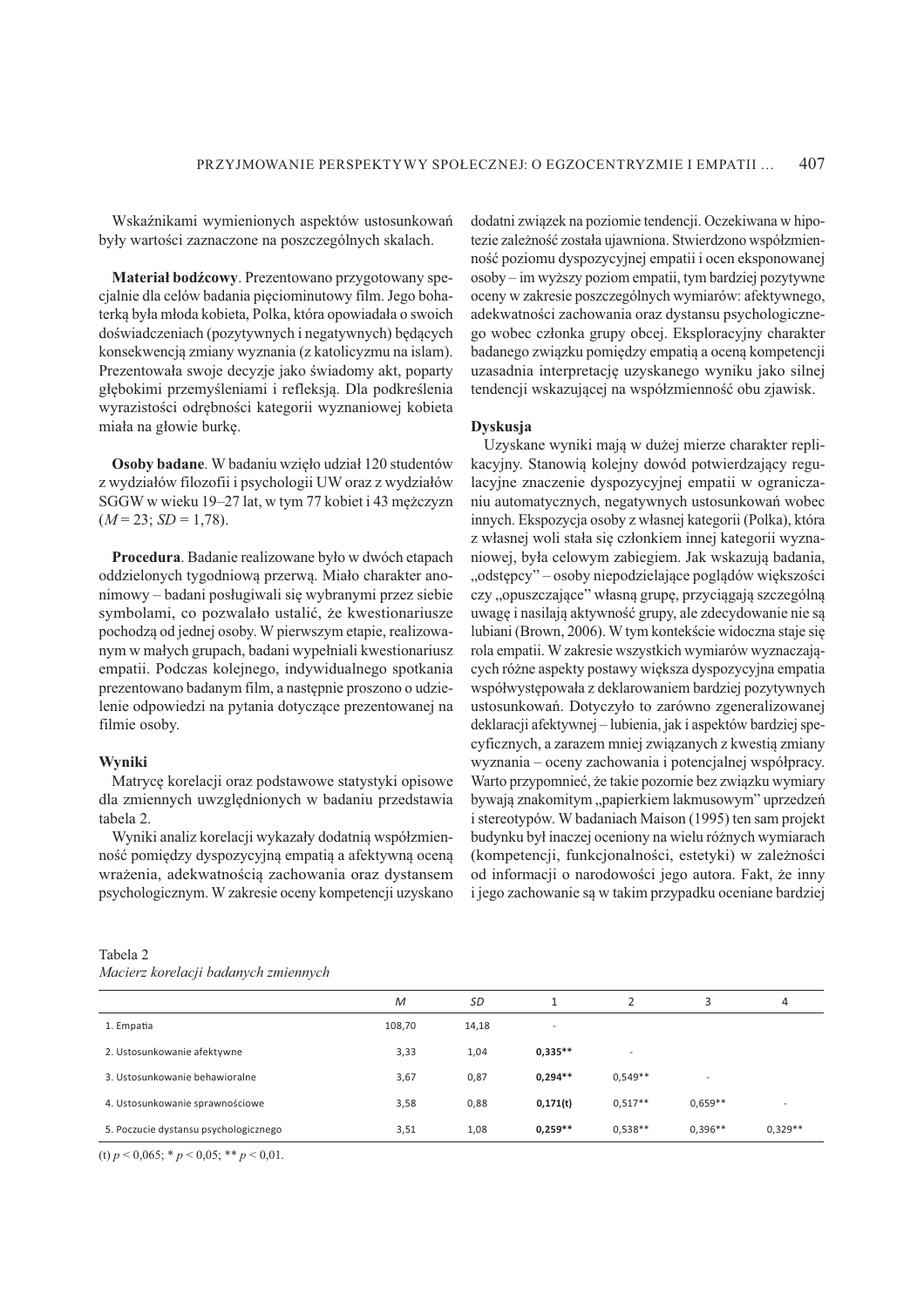Wskaźnikami wymienionych aspektów ustosunkowań były wartości zaznaczone na poszczególnych skalach.

**Materiał bodźcowy**. Prezentowano przygotowany specjalnie dla celów badania pięciominutowy film. Jego bohaterką była młoda kobieta, Polka, która opowiadała o swoich doświadczeniach (pozytywnych i negatywnych) będących konsekwencją zmiany wyznania (z katolicyzmu na islam). Prezentowała swoje decyzje jako świadomy akt, poparty głębokimi przemyśleniami i refleksją. Dla podkreślenia wyrazistości odrębności kategorii wyznaniowej kobieta miała na głowie burkę.

**Osoby badane**. W badaniu wzięło udział 120 studentów z wydziałów filozofii i psychologii UW oraz z wydziałów SGGW w wieku 19–27 lat, w tym 77 kobiet i 43 mężczyzn ($M$ = 23; $SD$ = 1,78).

**Procedura**. Badanie realizowane było w dwóch etapach oddzielonych tygodniową przerwą. Miało charakter anonimowy – badani posługiwali się wybranymi przez siebie symbolami, co pozwalało ustalić, że kwestionariusze pochodzą od jednej osoby. W pierwszym etapie, realizowanym w małych grupach, badani wypełniali kwestionariusz empatii. Podczas kolejnego, indywidualnego spotkania prezentowano badanym film, a następnie proszono o udzielenie odpowiedzi na pytania dotyczące prezentowanej na filmie osoby.

### Wyniki

Matrycę korelacji oraz podstawowe statystyki opisowe dla zmiennych uwzględnionych w badaniu przedstawia tabela 2.

Wyniki analiz korelacji wykazały dodatnią współzmienność pomiędzy dyspozycyjną empatią a afektywną oceną wrażenia, adekwatnością zachowania oraz dystansem psychologicznym. W zakresie oceny kompetencji uzyskano dodatni związek na poziomie tendencji. Oczekiwana w hipotezie zależność została ujawniona. Stwierdzono współzmienność poziomu dyspozycyjnej empatii i ocen eksponowanej osoby – im wyższy poziom empatii, tym bardziej pozytywne oceny w zakresie poszczególnych wymiarów: afektywnego, adekwatności zachowania oraz dystansu psychologicznego wobec członka grupy obcej. Eksploracyjny charakter badanego związku pomiędzy empatią a oceną kompetencji uzasadnia interpretację uzyskanego wyniku jako silnej tendencji wskazującej na współzmienność obu zjawisk.

### Dyskusja

Uzyskane wyniki mają w dużej mierze charakter replikacyjny. Stanowią kolejny dowód potwierdzający regulacyjne znaczenie dyspozycyjnej empatii w ograniczaniu automatycznych, negatywnych ustosunkowań wobec innych. Ekspozycja osoby z własnej kategorii (Polka), która z własnej woli stała się członkiem innej kategorii wyznaniowej, była celowym zabiegiem. Jak wskazują badania, „odstępcy" – osoby niepodzielające poglądów większości czy „opuszczające" własną grupę, przyciągają szczególną uwagę i nasilają aktywność grupy, ale zdecydowanie nie są lubiani (Brown, 2006). W tym kontekście widoczna staje się rola empatii. W zakresie wszystkich wymiarów wyznaczających różne aspekty postawy większa dyspozycyjna empatia współwystępowała z deklarowaniem bardziej pozytywnych ustosunkowań. Dotyczyło to zarówno zgeneralizowanej deklaracji afektywnej – lubienia, jak i aspektów bardziej specyficznych, a zarazem mniej związanych z kwestią zmiany wyznania – oceny zachowania i potencjalnej współpracy. Warto przypomnieć, że takie pozornie bez związku wymiary bywają znakomitym „papierkiem lakmusowym" uprzedzeń i stereotypów. W badaniach Maison (1995) ten sam projekt budynku był inaczej oceniony na wielu różnych wymiarach (kompetencji, funkcjonalności, estetyki) w zależności od informacji o narodowości jego autora. Fakt, że inny i jego zachowanie są w takim przypadku oceniane bardziej

Tabela 2
*Macierz korelacji badanych zmiennych*

| | $M$ | $SD$ | 1 | 2 | 3 | 4 |
|---|---|---|---|---|---|---|
| 1. Empatia | 108,70 | 14,18 | - | | | |
| 2. Ustosunkowanie afektywne | 3,33 | 1,04 | **0,335\*\*** | - | | |
| 3. Ustosunkowanie behawioralne | 3,67 | 0,87 | **0,294\*\*** | 0,549\*\* | - | |
| 4. Ustosunkowanie sprawnościowe | 3,58 | 0,88 | **0,171(t)** | 0,517\*\* | 0,659\*\* | - |
| 5. Poczucie dystansu psychologicznego | 3,51 | 1,08 | **0,259\*\*** | 0,538\*\* | 0,396\*\* | 0,329\*\* |

(t) $p < 0,065$; * $p < 0,05$; ** $p < 0,01$.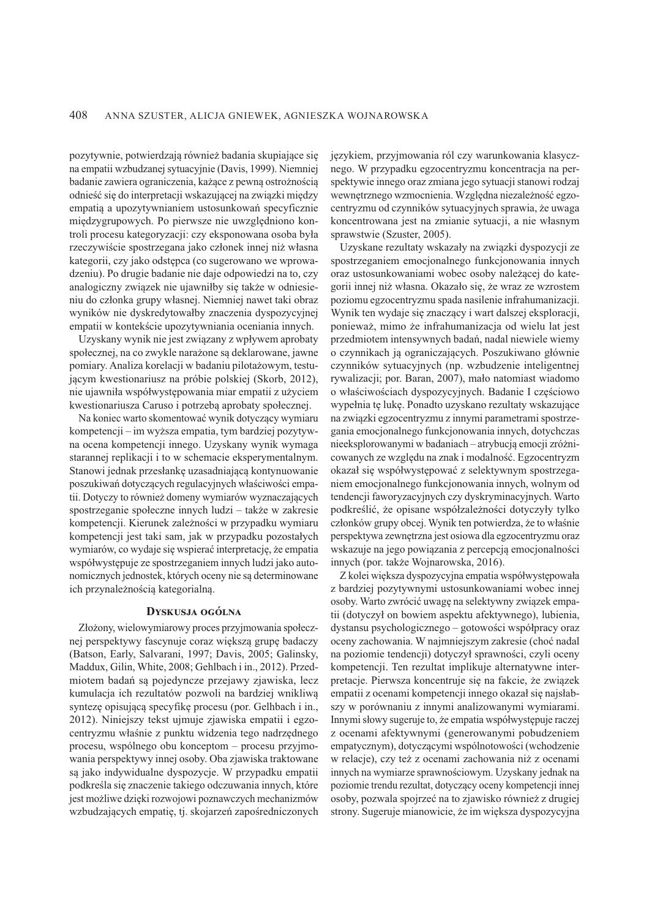pozytywnie, potwierdzają również badania skupiające się na empatii wzbudzanej sytuacyjnie (Davis, 1999). Niemniej badanie zawiera ograniczenia, każące z pewną ostrożnością odnieść się do interpretacji wskazującej na związki między empatią a upozytywnianiem ustosunkowań specyficznie międzygrupowych. Po pierwsze nie uwzględniono kontroli procesu kategoryzacji: czy eksponowana osoba była rzeczywiście spostrzegana jako członek innej niż własna kategorii, czy jako odstępca (co sugerowano we wprowadzeniu). Po drugie badanie nie daje odpowiedzi na to, czy analogiczny związek nie ujawniłby się także w odniesieniu do członka grupy własnej. Niemniej nawet taki obraz wyników nie dyskredytowałby znaczenia dyspozycyjnej empatii w kontekście upozytywniania oceniania innych.

Uzyskany wynik nie jest związany z wpływem aprobaty społecznej, na co zwykle narażone są deklarowane, jawne pomiary. Analiza korelacji w badaniu pilotażowym, testującym kwestionariusz na próbie polskiej (Skorb, 2012), nie ujawniła współwystępowania miar empatii z użyciem kwestionariusza Caruso i potrzebą aprobaty społecznej.

Na koniec warto skomentować wynik dotyczący wymiaru kompetencji – im wyższa empatia, tym bardziej pozytywna ocena kompetencji innego. Uzyskany wynik wymaga starannej replikacji i to w schemacie eksperymentalnym. Stanowi jednak przesłankę uzasadniającą kontynuowanie poszukiwań dotyczących regulacyjnych właściwości empatii. Dotyczy to również domeny wymiarów wyznaczających spostrzeganie społeczne innych ludzi – także w zakresie kompetencji. Kierunek zależności w przypadku wymiaru kompetencji jest taki sam, jak w przypadku pozostałych wymiarów, co wydaje się wspierać interpretację, że empatia współwystępuje ze spostrzeganiem innych ludzi jako autonomicznych jednostek, których oceny nie są determinowane ich przynależnością kategorialną.

## Dyskusja ogólna

Złożony, wielowymiarowy proces przyjmowania społecznej perspektywy fascynuje coraz większą grupę badaczy (Batson, Early, Salvarani, 1997; Davis, 2005; Galinsky, Maddux, Gilin, White, 2008; Gehlbach i in., 2012). Przedmiotem badań są pojedyncze przejawy zjawiska, lecz kumulacja ich rezultatów pozwoli na bardziej wnikliwą syntezę opisującą specyfikę procesu (por. Gelhbach i in., 2012). Niniejszy tekst ujmuje zjawiska empatii i egzocentryzmu właśnie z punktu widzenia tego nadrzędnego procesu, wspólnego obu konceptom – procesu przyjmowania perspektywy innej osoby. Oba zjawiska traktowane są jako indywidualne dyspozycje. W przypadku empatii podkreśla się znaczenie takiego odczuwania innych, które jest możliwe dzięki rozwojowi poznawczych mechanizmów wzbudzających empatię, tj. skojarzeń zapośredniczonych językiem, przyjmowania ról czy warunkowania klasycznego. W przypadku egzocentryzmu koncentracja na perspektywie innego oraz zmiana jego sytuacji stanowi rodzaj wewnętrznego wzmocnienia. Względna niezależność egzocentryzmu od czynników sytuacyjnych sprawia, że uwaga koncentrowana jest na zmianie sytuacji, a nie własnym sprawstwie (Szuster, 2005).

Uzyskane rezultaty wskazały na związki dyspozycji ze spostrzeganiem emocjonalnego funkcjonowania innych oraz ustosunkowaniami wobec osoby należącej do kategorii innej niż własna. Okazało się, że wraz ze wzrostem poziomu egzocentryzmu spada nasilenie infrahumanizacji. Wynik ten wydaje się znaczący i wart dalszej eksploracji, ponieważ, mimo że infrahumanizacja od wielu lat jest przedmiotem intensywnych badań, nadal niewiele wiemy o czynnikach ją ograniczających. Poszukiwano głównie czynników sytuacyjnych (np. wzbudzenie inteligentnej rywalizacji; por. Baran, 2007), mało natomiast wiadomo o właściwościach dyspozycyjnych. Badanie I częściowo wypełnia tę lukę. Ponadto uzyskano rezultaty wskazujące na związki egzocentryzmu z innymi parametrami spostrzegania emocjonalnego funkcjonowania innych, dotychczas nieeksplorowanymi w badaniach – atrybucją emocji zróżnicowanych ze względu na znak i modalność. Egzocentryzm okazał się współwystępować z selektywnym spostrzeganiem emocjonalnego funkcjonowania innych, wolnym od tendencji faworyzacyjnych czy dyskryminacyjnych. Warto podkreślić, że opisane współzależności dotyczyły tylko członków grupy obcej. Wynik ten potwierdza, że to właśnie perspektywa zewnętrzna jest osiowa dla egzocentryzmu oraz wskazuje na jego powiązania z percepcją emocjonalności innych (por. także Wojnarowska, 2016).

Z kolei większa dyspozycyjna empatia współwystępowała z bardziej pozytywnymi ustosunkowaniami wobec innej osoby. Warto zwrócić uwagę na selektywny związek empatii (dotyczył on bowiem aspektu afektywnego), lubienia, dystansu psychologicznego – gotowości współpracy oraz oceny zachowania. W najmniejszym zakresie (choć nadal na poziomie tendencji) dotyczył sprawności, czyli oceny kompetencji. Ten rezultat implikuje alternatywne interpretacje. Pierwsza koncentruje się na fakcie, że związek empatii z ocenami kompetencji innego okazał się najsłabszy w porównaniu z innymi analizowanymi wymiarami. Innymi słowy sugeruje to, że empatia współwystępuje raczej z ocenami afektywnymi (generowanymi pobudzeniem empatycznym), dotyczącymi wspólnotowości (wchodzenie w relacje), czy też z ocenami zachowania niż z ocenami innych na wymiarze sprawnościowym. Uzyskany jednak na poziomie trendu rezultat, dotyczący oceny kompetencji innej osoby, pozwala spojrzeć na to zjawisko również z drugiej strony. Sugeruje mianowicie, że im większa dyspozycyjna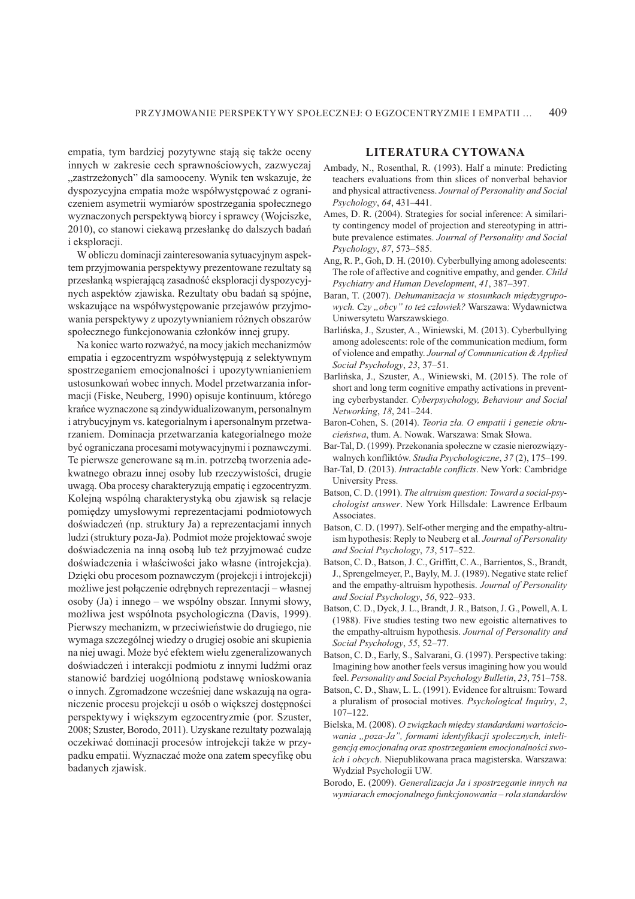empatia, tym bardziej pozytywne stają się także oceny innych w zakresie cech sprawnościowych, zazwyczaj „zastrzeżonych" dla samooceny. Wynik ten wskazuje, że dyspozycyjna empatia może współwystępować z ograniczeniem asymetrii wymiarów spostrzegania społecznego wyznaczonych perspektywą biorcy i sprawcy (Wojciszke, 2010), co stanowi ciekawą przesłankę do dalszych badań i eksploracji.

W obliczu dominacji zainteresowania sytuacyjnym aspektem przyjmowania perspektywy prezentowane rezultaty są przesłanką wspierającą zasadność eksploracji dyspozycyjnych aspektów zjawiska. Rezultaty obu badań są spójne, wskazujące na współwystępowanie przejawów przyjmowania perspektywy z upozytywnianiem różnych obszarów społecznego funkcjonowania członków innej grupy.

Na koniec warto rozważyć, na mocy jakich mechanizmów empatia i egzocentryzm współwystępują z selektywnym spostrzeganiem emocjonalności i upozytywnianieniem ustosunkowań wobec innych. Model przetwarzania informacji (Fiske, Neuberg, 1990) opisuje kontinuum, którego krańce wyznaczone są zindywidualizowanym, personalnym i atrybucyjnym vs. kategorialnym i apersonalnym przetwarzaniem. Dominacja przetwarzania kategorialnego może być ograniczana procesami motywacyjnymi i poznawczymi. Te pierwsze generowane są m.in. potrzebą tworzenia adekwatnego obrazu innej osoby lub rzeczywistości, drugie uwagą. Oba procesy charakteryzują empatię i egzocentryzm. Kolejną wspólną charakterystyką obu zjawisk są relacje pomiędzy umysłowymi reprezentacjami podmiotowych doświadczeń (np. struktury Ja) a reprezentacjami innych ludzi (struktury poza-Ja). Podmiot może projektować swoje doświadczenia na inną osobą lub też przyjmować cudze doświadczenia i właściwości jako własne (introjekcja). Dzięki obu procesom poznawczym (projekcji i introjekcji) możliwe jest połączenie odrębnych reprezentacji – własnej osoby (Ja) i innego – we wspólny obszar. Innymi słowy, możliwa jest wspólnota psychologiczna (Davis, 1999). Pierwszy mechanizm, w przeciwieństwie do drugiego, nie wymaga szczególnej wiedzy o drugiej osobie ani skupienia na niej uwagi. Może być efektem wielu zgeneralizowanych doświadczeń i interakcji podmiotu z innymi ludźmi oraz stanowić bardziej uogólnioną podstawę wnioskowania o innych. Zgromadzone wcześniej dane wskazują na ograniczenie procesu projekcji u osób o większej dostępności perspektywy i większym egzocentryzmie (por. Szuster, 2008; Szuster, Borodo, 2011). Uzyskane rezultaty pozwalają oczekiwać dominacji procesów introjekcji także w przypadku empatii. Wyznaczać może ona zatem specyfikę obu badanych zjawisk.

## LITERATURA CYTOWANA

Ambady, N., Rosenthal, R. (1993). Half a minute: Predicting teachers evaluations from thin slices of nonverbal behavior and physical attractiveness. *Journal of Personality and Social Psychology*, *64*, 431–441.

Ames, D. R. (2004). Strategies for social inference: A similarity contingency model of projection and stereotyping in attribute prevalence estimates. *Journal of Personality and Social Psychology*, *87*, 573–585.

Ang, R. P., Goh, D. H. (2010). Cyberbullying among adolescents: The role of affective and cognitive empathy, and gender. *Child Psychiatry and Human Development*, *41*, 387–397.

Baran, T. (2007). *Dehumanizacja w stosunkach międzygrupowych. Czy „obcy" to też człowiek?* Warszawa: Wydawnictwa Uniwersytetu Warszawskiego.

Barlińska, J., Szuster, A., Winiewski, M. (2013). Cyberbullying among adolescents: role of the communication medium, form of violence and empathy. *Journal of Communication & Applied Social Psychology*, *23*, 37–51.

Barlińska, J., Szuster, A., Winiewski, M. (2015). The role of short and long term cognitive empathy activations in preventing cyberbystander. *Cyberpsychology, Behaviour and Social Networking*, *18*, 241–244.

Baron-Cohen, S. (2014). *Teoria zła. O empatii i genezie okrucieństwa*, tłum. A. Nowak. Warszawa: Smak Słowa.

Bar-Tal, D. (1999). Przekonania społeczne w czasie nierozwiązywalnych konfliktów. *Studia Psychologiczne*, *37* (2), 175–199.

Bar-Tal, D. (2013). *Intractable conflicts*. New York: Cambridge University Press.

Batson, C. D. (1991). *The altruism question: Toward a social-psychologist answer*. New York Hillsdale: Lawrence Erlbaum Associates.

Batson, C. D. (1997). Self-other merging and the empathy-altruism hypothesis: Reply to Neuberg et al. *Journal of Personality and Social Psychology*, *73*, 517–522.

Batson, C. D., Batson, J. C., Griffitt, C. A., Barrientos, S., Brandt, J., Sprengelmeyer, P., Bayly, M. J. (1989). Negative state relief and the empathy-altruism hypothesis. *Journal of Personality and Social Psychology*, *56*, 922–933.

Batson, C. D., Dyck, J. L., Brandt, J. R., Batson, J. G., Powell, A. L (1988). Five studies testing two new egoistic alternatives to the empathy-altruism hypothesis. *Journal of Personality and Social Psychology*, *55*, 52–77.

Batson, C. D., Early, S., Salvarani, G. (1997). Perspective taking: Imagining how another feels versus imagining how you would feel. *Personality and Social Psychology Bulletin*, *23*, 751–758.

Batson, C. D., Shaw, L. L. (1991). Evidence for altruism: Toward a pluralism of prosocial motives. *Psychological Inquiry*, *2*, 107–122.

Bielska, M. (2008). *O związkach między standardami wartościowania „poza-Ja", formami identyfikacji społecznych, inteligencją emocjonalną oraz spostrzeganiem emocjonalności swoich i obcych*. Niepublikowana praca magisterska. Warszawa: Wydział Psychologii UW.

Borodo, E. (2009). *Generalizacja Ja i spostrzeganie innych na wymiarach emocjonalnego funkcjonowania – rola standardów*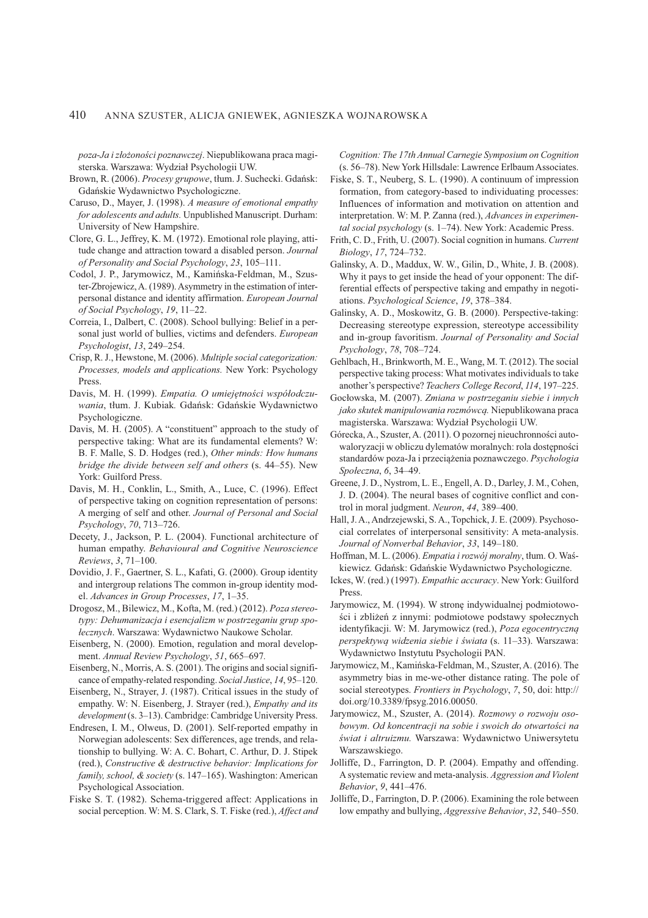*poza-Ja i złożoności poznawczej*. Niepublikowana praca magisterska. Warszawa: Wydział Psychologii UW.

Brown, R. (2006). *Procesy grupowe*, tłum. J. Suchecki. Gdańsk: Gdańskie Wydawnictwo Psychologiczne.

Caruso, D., Mayer, J. (1998). *A measure of emotional empathy for adolescents and adults.* Unpublished Manuscript. Durham: University of New Hampshire.

Clore, G. L., Jeffrey, K. M. (1972). Emotional role playing, attitude change and attraction toward a disabled person. *Journal of Personality and Social Psychology*, *23*, 105–111.

Codol, J. P., Jarymowicz, M., Kamińska-Feldman, M., Szuster-Zbrojewicz, A. (1989). Asymmetry in the estimation of interpersonal distance and identity affirmation. *European Journal of Social Psychology*, *19*, 11–22.

Correia, I., Dalbert, C. (2008). School bullying: Belief in a personal just world of bullies, victims and defenders. *European Psychologist*, *13*, 249–254.

Crisp, R. J., Hewstone, M. (2006). *Multiple social categorization: Processes, models and applications.* New York: Psychology Press.

Davis, M. H. (1999). *Empatia. O umiejętności współodczuwania*, tłum. J. Kubiak. Gdańsk: Gdańskie Wydawnictwo Psychologiczne.

Davis, M. H. (2005). A "constituent" approach to the study of perspective taking: What are its fundamental elements? W: B. F. Malle, S. D. Hodges (red.), *Other minds: How humans bridge the divide between self and others* (s. 44–55). New York: Guilford Press.

Davis, M. H., Conklin, L., Smith, A., Luce, C. (1996). Effect of perspective taking on cognition representation of persons: A merging of self and other. *Journal of Personal and Social Psychology*, *70*, 713–726.

Decety, J., Jackson, P. L. (2004). Functional architecture of human empathy. *Behavioural and Cognitive Neuroscience Reviews*, *3*, 71–100.

Dovidio, J. F., Gaertner, S. L., Kafati, G. (2000). Group identity and intergroup relations The common in-group identity model. *Advances in Group Processes*, *17*, 1–35.

Drogosz, M., Bilewicz, M., Kofta, M. (red.) (2012). *Poza stereotypy: Dehumanizacja i esencjalizm w postrzeganiu grup społecznych*. Warszawa: Wydawnictwo Naukowe Scholar.

Eisenberg, N. (2000). Emotion, regulation and moral development. *Annual Review Psychology*, *51*, 665–697.

Eisenberg, N., Morris, A. S. (2001). The origins and social significance of empathy-related responding. *Social Justice*, *14*, 95–120.

Eisenberg, N., Strayer, J. (1987). Critical issues in the study of empathy. W: N. Eisenberg, J. Strayer (red.), *Empathy and its development* (s. 3–13). Cambridge: Cambridge University Press.

Endresen, I. M., Olweus, D. (2001). Self-reported empathy in Norwegian adolescents: Sex differences, age trends, and relationship to bullying. W: A. C. Bohart, C. Arthur, D. J. Stipek (red.), *Constructive & destructive behavior: Implications for family, school, & society* (s. 147–165). Washington: American Psychological Association.

Fiske S. T. (1982). Schema-triggered affect: Applications in social perception. W: M. S. Clark, S. T. Fiske (red.), *Affect and Cognition: The 17th Annual Carnegie Symposium on Cognition* (s. 56–78). New York Hillsdale: Lawrence Erlbaum Associates.

Fiske, S. T., Neuberg, S. L. (1990). A continuum of impression formation, from category-based to individuating processes: Influences of information and motivation on attention and interpretation. W: M. P. Zanna (red.), *Advances in experimental social psychology* (s. 1–74). New York: Academic Press.

Frith, C. D., Frith, U. (2007). Social cognition in humans. *Current Biology*, *17*, 724–732.

Galinsky, A. D., Maddux, W. W., Gilin, D., White, J. B. (2008). Why it pays to get inside the head of your opponent: The differential effects of perspective taking and empathy in negotiations. *Psychological Science*, *19*, 378–384.

Galinsky, A. D., Moskowitz, G. B. (2000). Perspective-taking: Decreasing stereotype expression, stereotype accessibility and in-group favoritism. *Journal of Personality and Social Psychology*, *78*, 708–724.

Gehlbach, H., Brinkworth, M. E., Wang, M. T. (2012). The social perspective taking process: What motivates individuals to take another's perspective? *Teachers College Record*, *114*, 197–225.

Gocłowska, M. (2007). *Zmiana w postrzeganiu siebie i innych jako skutek manipulowania rozmówcą.* Niepublikowana praca magisterska. Warszawa: Wydział Psychologii UW.

Górecka, A., Szuster, A. (2011). O pozornej nieuchronności autowaloryzacji w obliczu dylematów moralnych: rola dostępności standardów poza-Ja i przeciążenia poznawczego. *Psychologia Społeczna*, *6*, 34–49.

Greene, J. D., Nystrom, L. E., Engell, A. D., Darley, J. M., Cohen, J. D. (2004). The neural bases of cognitive conflict and control in moral judgment. *Neuron*, *44*, 389–400.

Hall, J. A., Andrzejewski, S. A., Topchick, J. E. (2009). Psychosocial correlates of interpersonal sensitivity: A meta-analysis. *Journal of Nonverbal Behavior*, *33*, 149–180.

Hoffman, M. L. (2006). *Empatia i rozwój moralny*, tłum. O. Waśkiewicz. Gdańsk: Gdańskie Wydawnictwo Psychologiczne.

Ickes, W. (red.) (1997). *Empathic accuracy*. New York: Guilford Press.

Jarymowicz, M. (1994). W stronę indywidualnej podmiotowości i zbliżeń z innymi: podmiotowe podstawy społecznych identyfikacji. W: M. Jarymowicz (red.), *Poza egocentryczną perspektywą widzenia siebie i świata* (s. 11–33). Warszawa: Wydawnictwo Instytutu Psychologii PAN.

Jarymowicz, M., Kamińska-Feldman, M., Szuster, A. (2016). The asymmetry bias in me-we-other distance rating. The pole of social stereotypes. *Frontiers in Psychology*, *7*, 50, doi: http://doi.org/10.3389/fpsyg.2016.00050.

Jarymowicz, M., Szuster, A. (2014). *Rozmowy o rozwoju osobowym. Od koncentracji na sobie i swoich do otwartości na świat i altruizmu.* Warszawa: Wydawnictwo Uniwersytetu Warszawskiego.

Jolliffe, D., Farrington, D. P. (2004). Empathy and offending. A systematic review and meta-analysis. *Aggression and Violent Behavior*, *9*, 441–476.

Jolliffe, D., Farrington, D. P. (2006). Examining the role between low empathy and bullying, *Aggressive Behavior*, *32*, 540–550.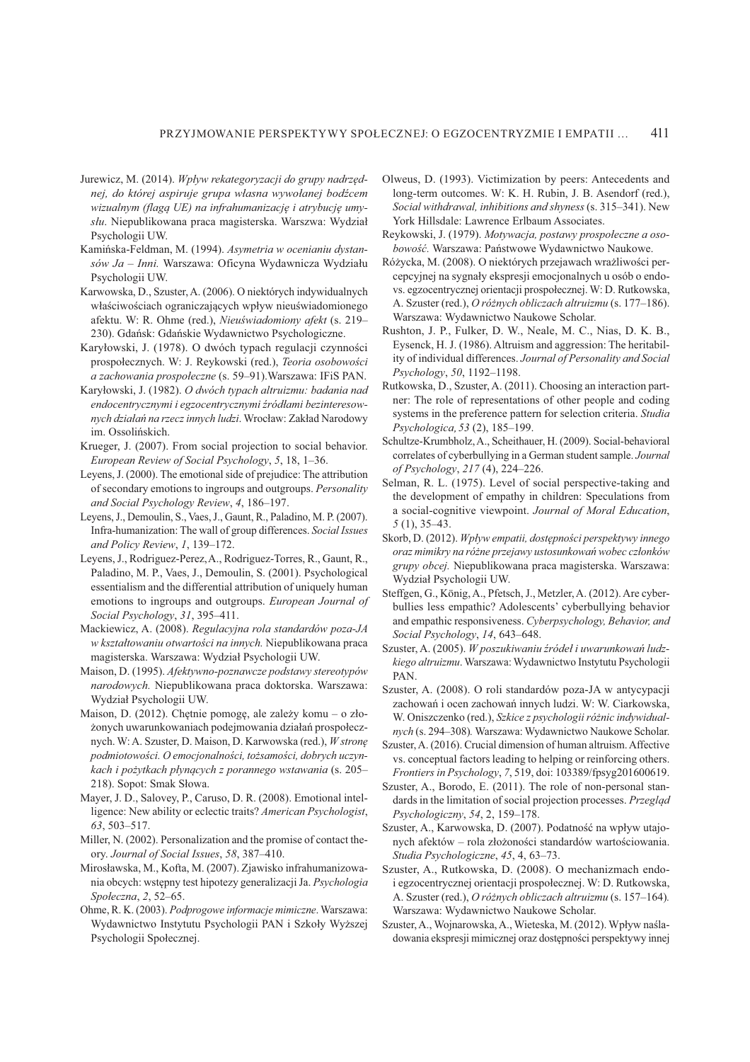Jurewicz, M. (2014). *Wpływ rekategoryzacji do grupy nadrzędnej, do której aspiruje grupa własna wywołanej bodźcem wizualnym (flagą UE) na infrahumanizację i atrybucję umysłu*. Niepublikowana praca magisterska. Warszawa: Wydział Psychologii UW.

Kamińska-Feldman, M. (1994). *Asymetria w ocenianiu dystansów Ja – Inni.* Warszawa: Oficyna Wydawnicza Wydziału Psychologii UW.

Karwowska, D., Szuster, A. (2006). O niektórych indywidualnych właściwościach ograniczających wpływ nieuświadomionego afektu. W: R. Ohme (red.), *Nieuświadomiony afekt* (s. 219–230). Gdańsk: Gdańskie Wydawnictwo Psychologiczne.

Karyłowski, J. (1978). O dwóch typach regulacji czynności prospołecznych. W: J. Reykowski (red.), *Teoria osobowości a zachowania prospołeczne* (s. 59–91).Warszawa: IFiS PAN.

Karyłowski, J. (1982). *O dwóch typach altruizmu: badania nad endocentrycznymi i egzocentrycznymi źródłami bezinteresownych działań na rzecz innych ludzi*. Wrocław: Zakład Narodowy im. Ossolińskich.

Krueger, J. (2007). From social projection to social behavior. *European Review of Social Psychology*, *5*, 18, 1–36.

Leyens, J. (2000). The emotional side of prejudice: The attribution of secondary emotions to ingroups and outgroups. *Personality and Social Psychology Review*, *4*, 186–197.

Leyens, J., Demoulin, S., Vaes, J., Gaunt, R., Paladino, M. P. (2007). Infra-humanization: The wall of group differences. *Social Issues and Policy Review*, *1*, 139–172.

Leyens, J., Rodriguez-Perez, A., Rodriguez-Torres, R., Gaunt, R., Paladino, M. P., Vaes, J., Demoulin, S. (2001). Psychological essentialism and the differential attribution of uniquely human emotions to ingroups and outgroups. *European Journal of Social Psychology*, *31*, 395–411.

Mackiewicz, A. (2008). *Regulacyjna rola standardów poza-JA w kształtowaniu otwartości na innych.* Niepublikowana praca magisterska. Warszawa: Wydział Psychologii UW.

Maison, D. (1995). *Afektywno-poznawcze podstawy stereotypów narodowych.* Niepublikowana praca doktorska. Warszawa: Wydział Psychologii UW.

Maison, D. (2012). Chętnie pomogę, ale zależy komu – o złożonych uwarunkowaniach podejmowania działań prospołecznych. W: A. Szuster, D. Maison, D. Karwowska (red.), *W stronę podmiotowości. O emocjonalności, tożsamości, dobrych uczynkach i pożytkach płynących z porannego wstawania* (s. 205–218). Sopot: Smak Słowa.

Mayer, J. D., Salovey, P., Caruso, D. R. (2008). Emotional intelligence: New ability or eclectic traits? *American Psychologist*, *63*, 503–517.

Miller, N. (2002). Personalization and the promise of contact theory. *Journal of Social Issues*, *58*, 387–410.

Mirosławska, M., Kofta, M. (2007). Zjawisko infrahumanizowania obcych: wstępny test hipotezy generalizacji Ja. *Psychologia Społeczna*, *2*, 52–65.

Ohme, R. K. (2003). *Podprogowe informacje mimiczne*. Warszawa: Wydawnictwo Instytutu Psychologii PAN i Szkoły Wyższej Psychologii Społecznej.

Olweus, D. (1993). Victimization by peers: Antecedents and long-term outcomes. W: K. H. Rubin, J. B. Asendorf (red.), *Social withdrawal, inhibitions and shyness* (s. 315–341). New York Hillsdale: Lawrence Erlbaum Associates.

Reykowski, J. (1979). *Motywacja, postawy prospołeczne a osobowość.* Warszawa: Państwowe Wydawnictwo Naukowe.

Różycka, M. (2008). O niektórych przejawach wrażliwości percepcyjnej na sygnały ekspresji emocjonalnych u osób o endo- vs. egzocentrycznej orientacji prospołecznej. W: D. Rutkowska, A. Szuster (red.), *O różnych obliczach altruizmu* (s. 177–186). Warszawa: Wydawnictwo Naukowe Scholar.

Rushton, J. P., Fulker, D. W., Neale, M. C., Nias, D. K. B., Eysenck, H. J. (1986). Altruism and aggression: The heritability of individual differences. *Journal of Personality and Social Psychology*, *50*, 1192–1198.

Rutkowska, D., Szuster, A. (2011). Choosing an interaction partner: The role of representations of other people and coding systems in the preference pattern for selection criteria. *Studia Psychologica, 53* (2), 185–199.

Schultze-Krumbholz, A., Scheithauer, H. (2009). Social-behavioral correlates of cyberbullying in a German student sample. *Journal of Psychology*, *217* (4), 224–226.

Selman, R. L. (1975). Level of social perspective-taking and the development of empathy in children: Speculations from a social-cognitive viewpoint. *Journal of Moral Education*, *5* (1), 35–43.

Skorb, D. (2012). *Wpływ empatii, dostępności perspektywy innego oraz mimikry na różne przejawy ustosunkowań wobec członków grupy obcej.* Niepublikowana praca magisterska. Warszawa: Wydział Psychologii UW.

Steffgen, G., König, A., Pfetsch, J., Metzler, A. (2012). Are cyberbullies less empathic? Adolescents' cyberbullying behavior and empathic responsiveness. *Cyberpsychology, Behavior, and Social Psychology*, *14*, 643–648.

Szuster, A. (2005). *W poszukiwaniu źródeł i uwarunkowań ludzkiego altruizmu*. Warszawa: Wydawnictwo Instytutu Psychologii PAN.

Szuster, A. (2008). O roli standardów poza-JA w antycypacji zachowań i ocen zachowań innych ludzi. W: W. Ciarkowska, W. Oniszczenko (red.), *Szkice z psychologii różnic indywidualnych* (s. 294–308)*.* Warszawa: Wydawnictwo Naukowe Scholar.

Szuster, A. (2016). Crucial dimension of human altruism. Affective vs. conceptual factors leading to helping or reinforcing others. *Frontiers in Psychology*, *7*, 519, doi: 103389/fpsyg201600619.

Szuster, A., Borodo, E. (2011). The role of non-personal standards in the limitation of social projection processes. *Przegląd Psychologiczny*, *54*, 2, 159–178.

Szuster, A., Karwowska, D. (2007). Podatność na wpływ utajonych afektów – rola złożoności standardów wartościowania. *Studia Psychologiczne*, *45*, 4, 63–73.

Szuster, A., Rutkowska, D. (2008). O mechanizmach endo- i egzocentrycznej orientacji prospołecznej. W: D. Rutkowska, A. Szuster (red.), *O różnych obliczach altruizmu* (s. 157–164)*.* Warszawa: Wydawnictwo Naukowe Scholar.

Szuster, A., Wojnarowska, A., Wieteska, M. (2012). Wpływ naśladowania ekspresji mimicznej oraz dostępności perspektywy innej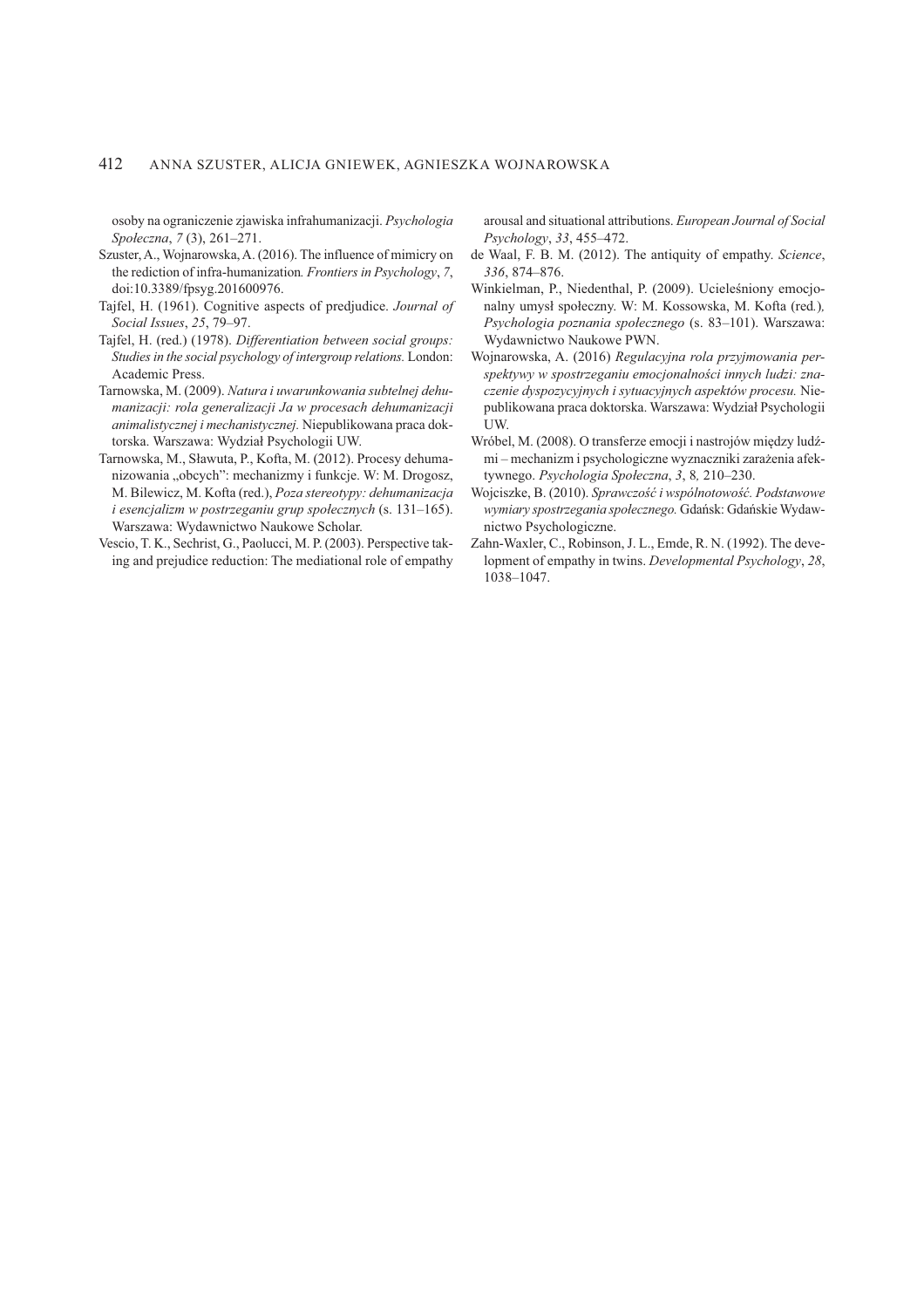osoby na ograniczenie zjawiska infrahumanizacji. *Psychologia Społeczna*, *7* (3), 261–271.

Szuster, A., Wojnarowska, A. (2016). The influence of mimicry on the rediction of infra-humanization*. Frontiers in Psychology*, *7*, doi:10.3389/fpsyg.201600976.

Tajfel, H. (1961). Cognitive aspects of predjudice. *Journal of Social Issues*, *25*, 79–97.

Tajfel, H. (red.) (1978). *Differentiation between social groups: Studies in the social psychology of intergroup relations.* London: Academic Press.

Tarnowska, M. (2009). *Natura i uwarunkowania subtelnej dehumanizacji: rola generalizacji Ja w procesach dehumanizacji animalistycznej i mechanistycznej.* Niepublikowana praca doktorska. Warszawa: Wydział Psychologii UW.

Tarnowska, M., Sławuta, P., Kofta, M. (2012). Procesy dehumanizowania „obcych": mechanizmy i funkcje. W: M. Drogosz, M. Bilewicz, M. Kofta (red.), *Poza stereotypy: dehumanizacja i esencjalizm w postrzeganiu grup społecznych* (s. 131–165). Warszawa: Wydawnictwo Naukowe Scholar.

Vescio, T. K., Sechrist, G., Paolucci, M. P. (2003). Perspective taking and prejudice reduction: The mediational role of empathy arousal and situational attributions. *European Journal of Social Psychology*, *33*, 455–472.

de Waal, F. B. M. (2012). The antiquity of empathy. *Science*, *336*, 874–876.

Winkielman, P., Niedenthal, P. (2009). Ucieleśniony emocjonalny umysł społeczny. W: M. Kossowska, M. Kofta (red.)*, Psychologia poznania społecznego* (s. 83–101). Warszawa: Wydawnictwo Naukowe PWN.

Wojnarowska, A. (2016) *Regulacyjna rola przyjmowania perspektywy w spostrzeganiu emocjonalności innych ludzi: znaczenie dyspozycyjnych i sytuacyjnych aspektów procesu.* Niepublikowana praca doktorska. Warszawa: Wydział Psychologii UW.

Wróbel, M. (2008). O transferze emocji i nastrojów między ludźmi – mechanizm i psychologiczne wyznaczniki zarażenia afektywnego. *Psychologia Społeczna*, *3*, 8*,* 210–230.

Wojciszke, B. (2010). *Sprawczość i wspólnotowość. Podstawowe wymiary spostrzegania społecznego.* Gdańsk: Gdańskie Wydawnictwo Psychologiczne.

Zahn-Waxler, C., Robinson, J. L., Emde, R. N. (1992). The development of empathy in twins. *Developmental Psychology*, *28*, 1038–1047.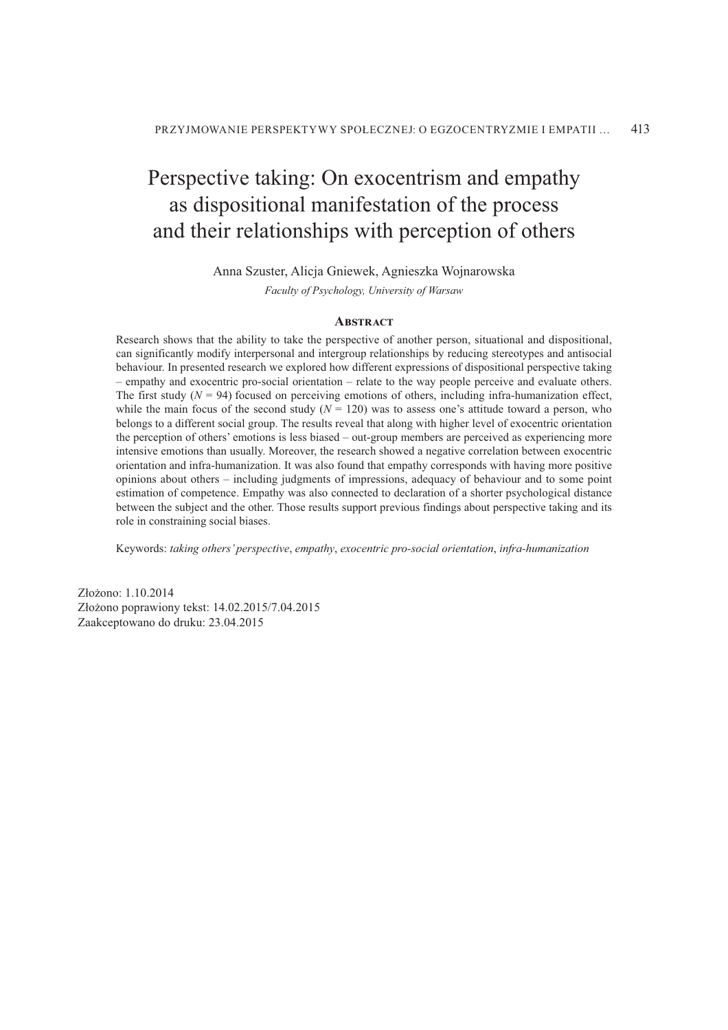# Perspective taking: On exocentrism and empathy as dispositional manifestation of the process and their relationships with perception of others

Anna Szuster, Alicja Gniewek, Agnieszka Wojnarowska

*Faculty of Psychology, University of Warsaw*

## Abstract

Research shows that the ability to take the perspective of another person, situational and dispositional, can significantly modify interpersonal and intergroup relationships by reducing stereotypes and antisocial behaviour. In presented research we explored how different expressions of dispositional perspective taking – empathy and exocentric pro-social orientation – relate to the way people perceive and evaluate others. The first study ($N = 94$) focused on perceiving emotions of others, including infra-humanization effect, while the main focus of the second study ($N = 120$) was to assess one's attitude toward a person, who belongs to a different social group. The results reveal that along with higher level of exocentric orientation the perception of others' emotions is less biased – out-group members are perceived as experiencing more intensive emotions than usually. Moreover, the research showed a negative correlation between exocentric orientation and infra-humanization. It was also found that empathy corresponds with having more positive opinions about others – including judgments of impressions, adequacy of behaviour and to some point estimation of competence. Empathy was also connected to declaration of a shorter psychological distance between the subject and the other. Those results support previous findings about perspective taking and its role in constraining social biases.

Keywords: *taking others' perspective*, *empathy*, *exocentric pro-social orientation*, *infra-humanization*

Złożono: 1.10.2014
Złożono poprawiony tekst: 14.02.2015/7.04.2015
Zaakceptowano do druku: 23.04.2015